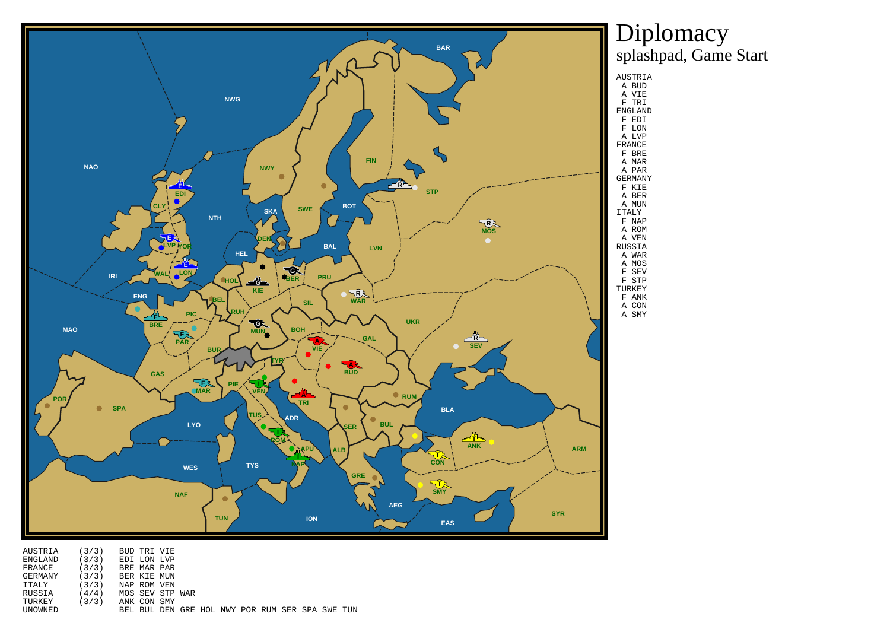# Diplomacy

## splashpad, Game Start

```
AUSTRIA
 A BUD
 A VIE
 F TRI
ENGLAND
 F EDI
 F LON
 A LVP
FRANCE
 F BRE
 A MAR
 A PAR
GERMANY
 F KIE
 A BER
 A MUN
ITALY
 F NAP
 A ROM
 A VEN
RUSSIA
 A WAR
 A MOS
 F SEV
 F STP
TURKEY
 F ANK
 A CON
 A SMY
```

```
AUSTRIA    (3/3)   BUD TRI VIE
ENGLAND    (3/3)   EDI LON LVP
FRANCE     (3/3)   BRE MAR PAR
GERMANY    (3/3)   BER KIE MUN
ITALY      (3/3)   NAP ROM VEN
RUSSIA     (4/4)   MOS SEV STP WAR
TURKEY     (3/3)   ANK CON SMY
UNOWNED            BEL BUL DEN GRE HOL NWY POR RUM SER SPA SWE TUN
```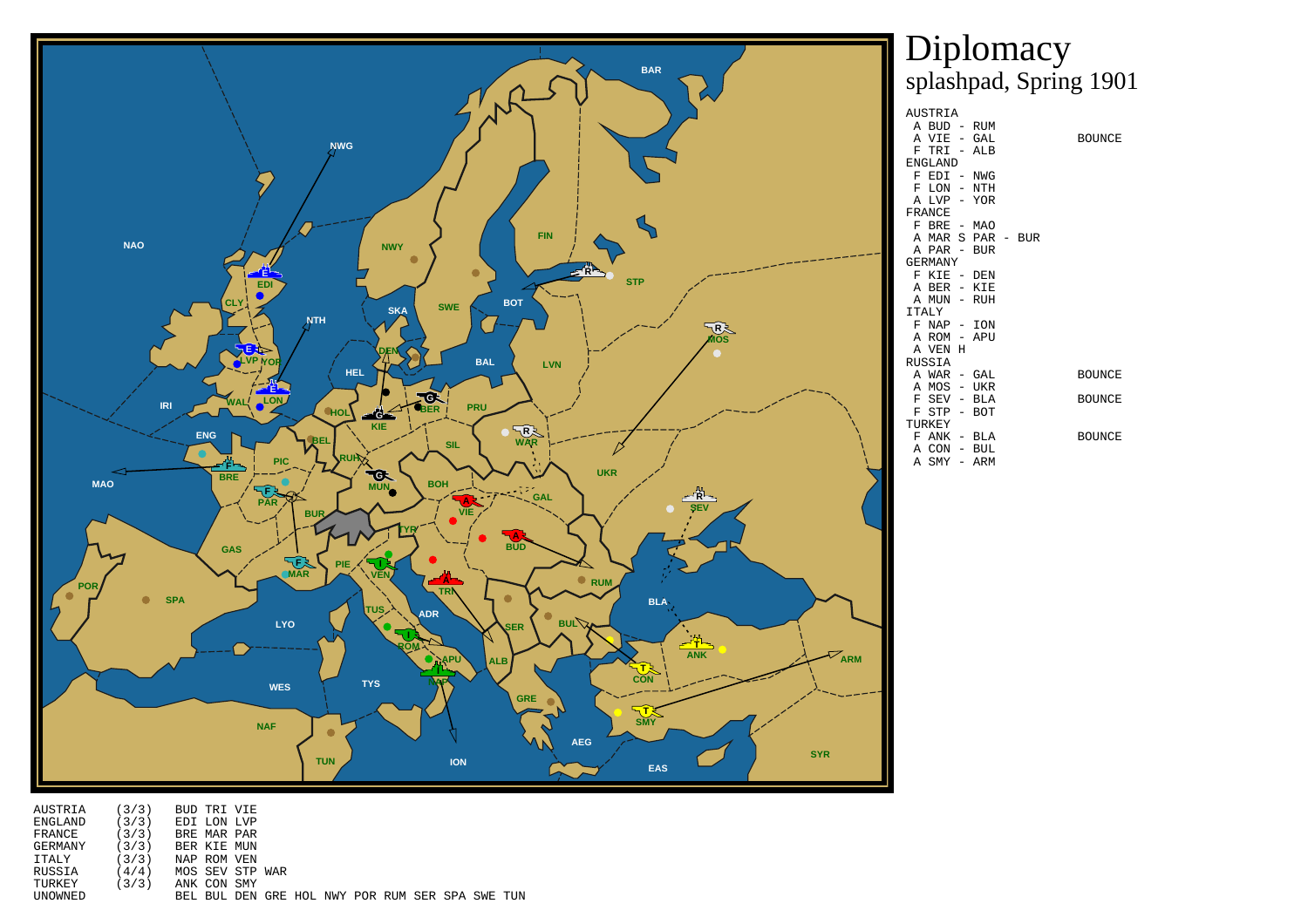# Diplomacy

splashpad, Spring 1901

```
AUSTRIA
 A BUD - RUM
 A VIE - GAL            BOUNCE
 F TRI - ALB
ENGLAND
 F EDI - NWG
 F LON - NTH
 A LVP - YOR
FRANCE
 F BRE - MAO
 A MAR S PAR - BUR
 A PAR - BUR
GERMANY
 F KIE - DEN
 A BER - KIE
 A MUN - RUH
ITALY
 F NAP - ION
 A ROM - APU
 A VEN H
RUSSIA
 A WAR - GAL            BOUNCE
 A MOS - UKR
 F SEV - BLA            BOUNCE
 F STP - BOT
TURKEY
 F ANK - BLA            BOUNCE
 A CON - BUL
 A SMY - ARM
```

```
AUSTRIA    (3/3)    BUD TRI VIE
ENGLAND    (3/3)    EDI LON LVP
FRANCE     (3/3)    BRE MAR PAR
GERMANY    (3/3)    BER KIE MUN
ITALY      (3/3)    NAP ROM VEN
RUSSIA     (4/4)    MOS SEV STP WAR
TURKEY     (3/3)    ANK CON SMY
UNOWNED             BEL BUL DEN GRE HOL NWY POR RUM SER SPA SWE TUN
```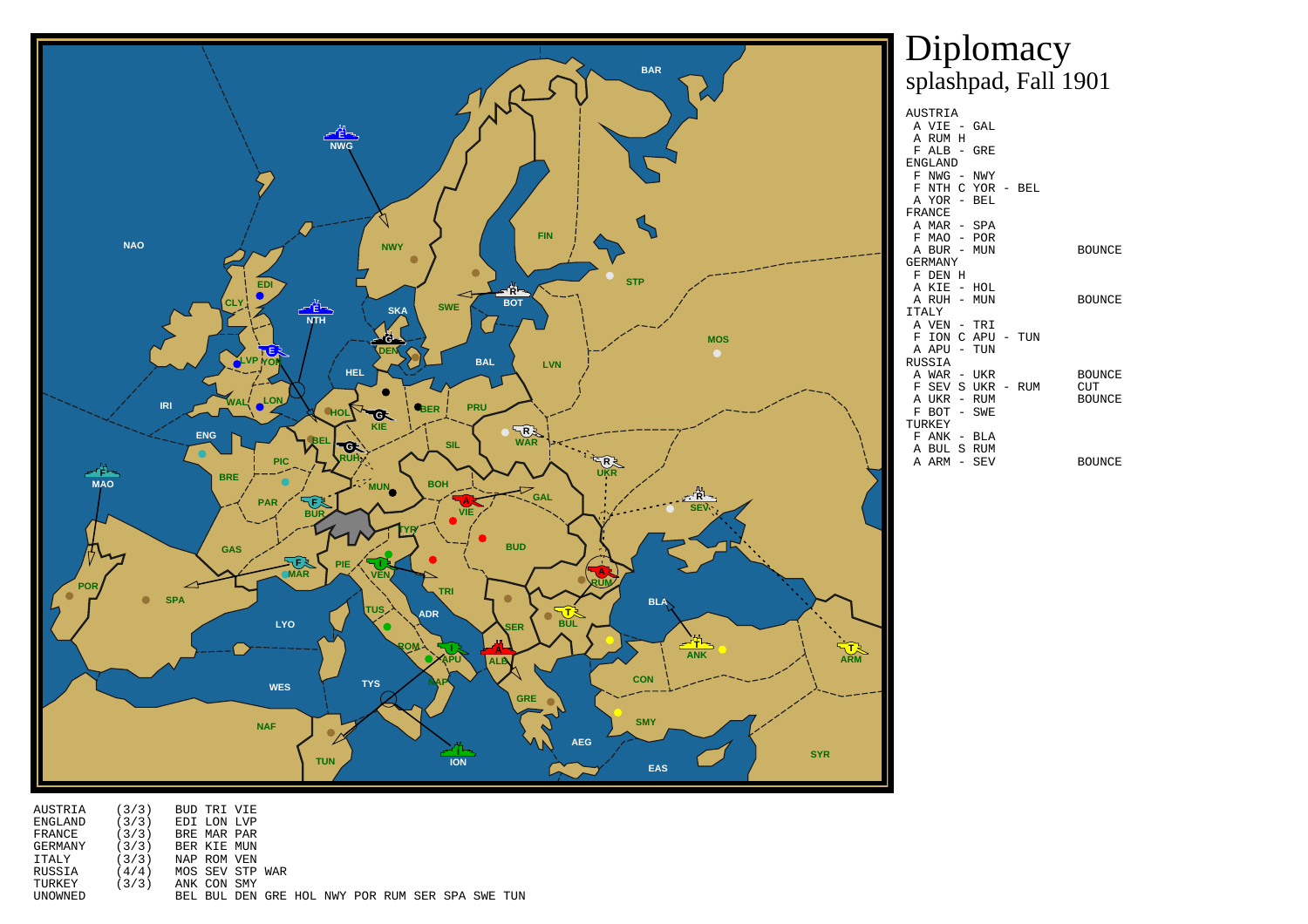# Diplomacy

## splashpad, Fall 1901

```
AUSTRIA
 A VIE - GAL
 A RUM H
 F ALB - GRE
ENGLAND
 F NWG - NWY
 F NTH C YOR - BEL
 A YOR - BEL
FRANCE
 A MAR - SPA
 F MAO - POR
 A BUR - MUN                BOUNCE
GERMANY
 F DEN H
 A KIE - HOL
 A RUH - MUN                BOUNCE
ITALY
 A VEN - TRI
 F ION C APU - TUN
 A APU - TUN
RUSSIA
 A WAR - UKR                BOUNCE
 F SEV S UKR - RUM          CUT
 A UKR - RUM                BOUNCE
 F BOT - SWE
TURKEY
 F ANK - BLA
 A BUL S RUM
 A ARM - SEV                BOUNCE
```

```
AUSTRIA    (3/3)   BUD TRI VIE
ENGLAND    (3/3)   EDI LON LVP
FRANCE     (3/3)   BRE MAR PAR
GERMANY    (3/3)   BER KIE MUN
ITALY      (3/3)   NAP ROM VEN
RUSSIA     (4/4)   MOS SEV STP WAR
TURKEY     (3/3)   ANK CON SMY
UNOWNED            BEL BUL DEN GRE HOL NWY POR RUM SER SPA SWE TUN
```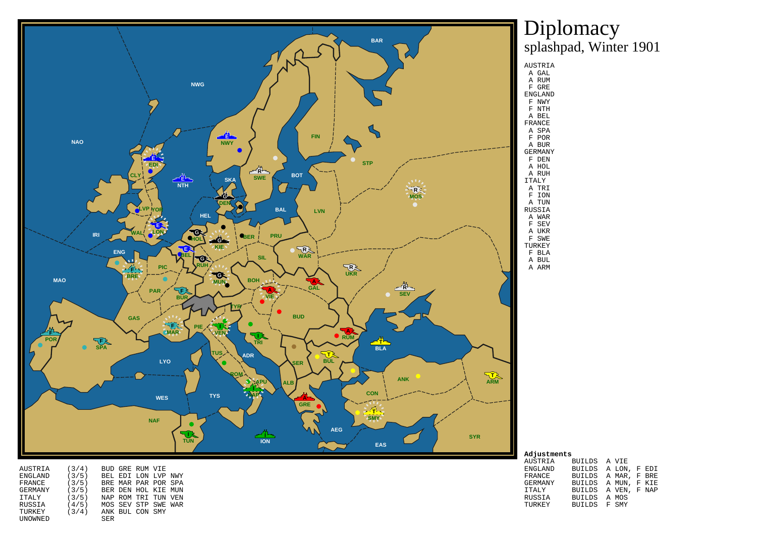# Diplomacy

splashpad, Winter 1901

AUSTRIA
- A GAL
- A RUM
- F GRE

ENGLAND
- F NWY
- F NTH
- A BEL

FRANCE
- A SPA
- F POR
- A BUR

GERMANY
- F DEN
- A HOL
- A RUH

ITALY
- A TRI
- F ION
- A TUN

RUSSIA
- A WAR
- F SEV
- A UKR
- F SWE

TURKEY
- F BLA
- A BUL
- A ARM

BAR
NWG
NAO
NWY
FIN
STP
EDI
CLY
NTH
SKA
SWE
BOT
MOS
DEN
LVP
YOR
BAL
LVN
HEL
IRI
WAL
LON
HOL
KIE
BER
PRU
ENG
BEL
RUH
WAR
SIL
PIC
BRE
UKR
MAO
MUN
BOH
GAL
PAR
BUR
VIE
SEV
TYR
GAS
BUD
MAR
PIE
VEN
RUM
POR
SPA
TRI
BLA
TUS
ADR
SER
BUL
LYO
ROM
APU
ALB
ANK
ARM
NAP
CON
WES
TYS
GRE
SMY
NAF
AEG
TUN
ION
EAS
SYR

| | | |
|---|---|---|
| AUSTRIA | (3/4) | BUD GRE RUM VIE |
| ENGLAND | (3/5) | BEL EDI LON LVP NWY |
| FRANCE | (3/5) | BRE MAR PAR POR SPA |
| GERMANY | (3/5) | BER DEN HOL KIE MUN |
| ITALY | (3/5) | NAP ROM TRI TUN VEN |
| RUSSIA | (4/5) | MOS SEV STP SWE WAR |
| TURKEY | (3/4) | ANK BUL CON SMY |
| UNOWNED | | SER |

**Adjustments**

| | | |
|---|---|---|
| AUSTRIA | BUILDS | A VIE |
| ENGLAND | BUILDS | A LON, F EDI |
| FRANCE | BUILDS | A MAR, F BRE |
| GERMANY | BUILDS | A MUN, F KIE |
| ITALY | BUILDS | A VEN, F NAP |
| RUSSIA | BUILDS | A MOS |
| TURKEY | BUILDS | F SMY |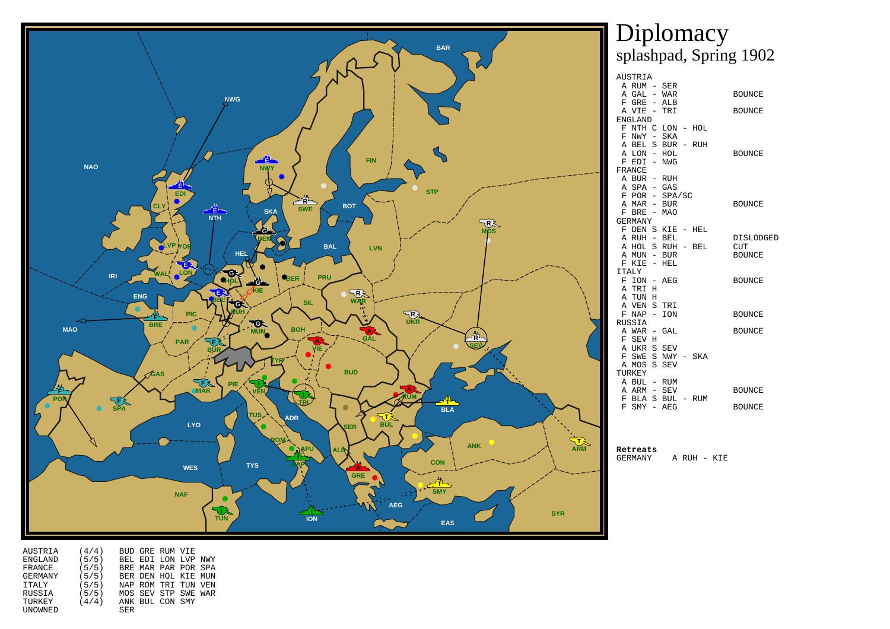# Diplomacy

## splashpad, Spring 1902

```
AUSTRIA
 A RUM - SER
 A GAL - WAR                BOUNCE
 F GRE - ALB
 A VIE - TRI                BOUNCE
ENGLAND
 F NTH C LON - HOL
 F NWY - SKA
 A BEL S BUR - RUH
 A LON - HOL                BOUNCE
 F EDI - NWG
FRANCE
 A BUR - RUH
 A SPA - GAS
 F POR - SPA/SC
 A MAR - BUR                BOUNCE
 F BRE - MAO
GERMANY
 F DEN S KIE - HEL
 A RUH - BEL                DISLODGED
 A HOL S RUH - BEL          CUT
 A MUN - BUR                BOUNCE
 F KIE - HEL
ITALY
 F ION - AEG                BOUNCE
 A TRI H
 A TUN H
 A VEN S TRI
 F NAP - ION                BOUNCE
RUSSIA
 A WAR - GAL                BOUNCE
 F SEV H
 A UKR S SEV
 F SWE S NWY - SKA
 A MOS S SEV
TURKEY
 A BUL - RUM
 A ARM - SEV                BOUNCE
 F BLA S BUL - RUM
 F SMY - AEG                BOUNCE
```

**Retreats**

```
GERMANY     A RUH - KIE
```

```
AUSTRIA     (4/4)    BUD GRE RUM VIE
ENGLAND     (5/5)    BEL EDI LON LVP NWY
FRANCE      (5/5)    BRE MAR PAR POR SPA
GERMANY     (5/5)    BER DEN HOL KIE MUN
ITALY       (5/5)    NAP ROM TRI TUN VEN
RUSSIA      (5/5)    MOS SEV STP SWE WAR
TURKEY      (4/4)    ANK BUL CON SMY
UNOWNED              SER
```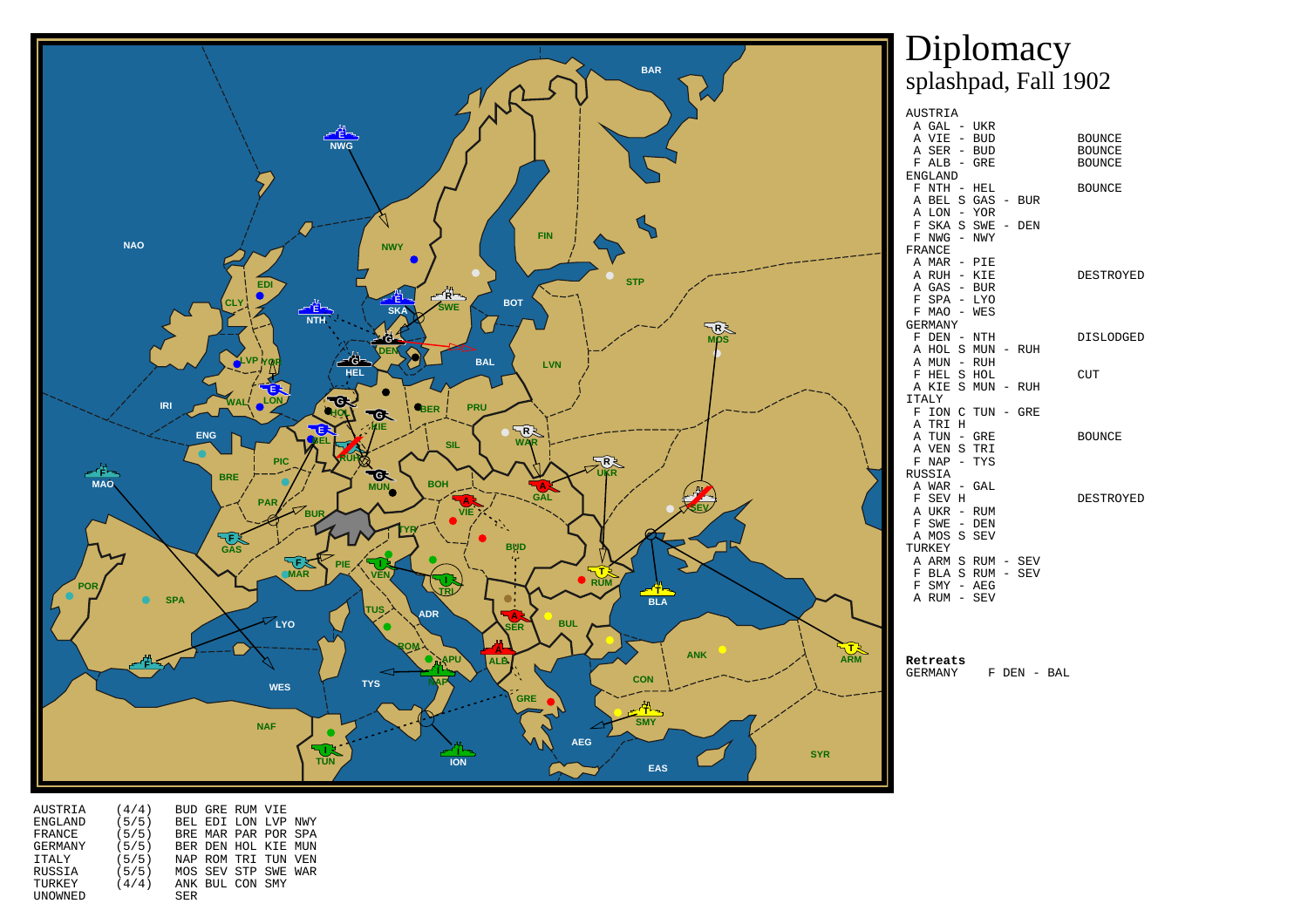# Diplomacy

splashpad, Fall 1902

```
AUSTRIA
 A GAL - UKR
 A VIE - BUD                BOUNCE
 A SER - BUD                BOUNCE
 F ALB - GRE                BOUNCE
ENGLAND
 F NTH - HEL                BOUNCE
 A BEL S GAS - BUR
 A LON - YOR
 F SKA S SWE - DEN
 F NWG - NWY
FRANCE
 A MAR - PIE
 A RUH - KIE                DESTROYED
 A GAS - BUR
 F SPA - LYO
 F MAO - WES
GERMANY
 F DEN - NTH                DISLODGED
 A HOL S MUN - RUH
 A MUN - RUH
 F HEL S HOL                CUT
 A KIE S MUN - RUH
ITALY
 F ION C TUN - GRE
 A TRI H
 A TUN - GRE                BOUNCE
 A VEN S TRI
 F NAP - TYS
RUSSIA
 A WAR - GAL
 F SEV H                    DESTROYED
 A UKR - RUM
 F SWE - DEN
 A MOS S SEV
TURKEY
 A ARM S RUM - SEV
 F BLA S RUM - SEV
 F SMY - AEG
 A RUM - SEV
```

**Retreats**

```
GERMANY     F DEN - BAL
```

```
AUSTRIA     (4/4)    BUD GRE RUM VIE
ENGLAND     (5/5)    BEL EDI LON LVP NWY
FRANCE      (5/5)    BRE MAR PAR POR SPA
GERMANY     (5/5)    BER DEN HOL KIE MUN
ITALY       (5/5)    NAP ROM TRI TUN VEN
RUSSIA      (5/5)    MOS SEV STP SWE WAR
TURKEY      (4/4)    ANK BUL CON SMY
UNOWNED              SER
```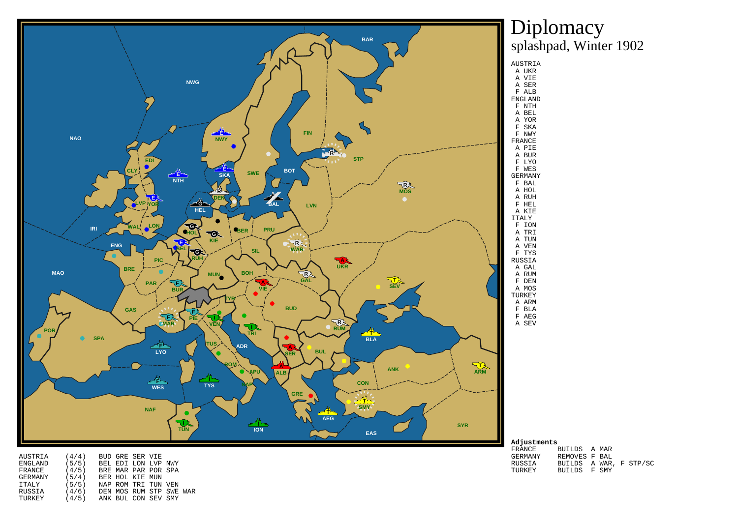# Diplomacy

splashpad, Winter 1902

AUSTRIA
- A UKR
- A VIE
- A SER
- F ALB

ENGLAND
- F NTH
- A BEL
- A YOR
- F SKA
- F NWY

FRANCE
- A PIE
- A BUR
- F LYO
- F WES

GERMANY
- F BAL
- A HOL
- A RUH
- F HEL
- A KIE

ITALY
- F ION
- A TRI
- A TUN
- A VEN
- F TYS

RUSSIA
- A GAL
- A RUM
- F DEN
- A MOS

TURKEY
- A ARM
- F BLA
- F AEG
- A SEV

**Adjustments**

| | | |
|---|---|---|
| FRANCE | BUILDS | A MAR |
| GERMANY | REMOVES | F BAL |
| RUSSIA | BUILDS | A WAR, F STP/SC |
| TURKEY | BUILDS | F SMY |

| | | |
|---|---|---|
| AUSTRIA | (4/4) | BUD GRE SER VIE |
| ENGLAND | (5/5) | BEL EDI LON LVP NWY |
| FRANCE | (4/5) | BRE MAR PAR POR SPA |
| GERMANY | (5/4) | BER HOL KIE MUN |
| ITALY | (5/5) | NAP ROM TRI TUN VEN |
| RUSSIA | (4/6) | DEN MOS RUM STP SWE WAR |
| TURKEY | (4/5) | ANK BUL CON SEV SMY |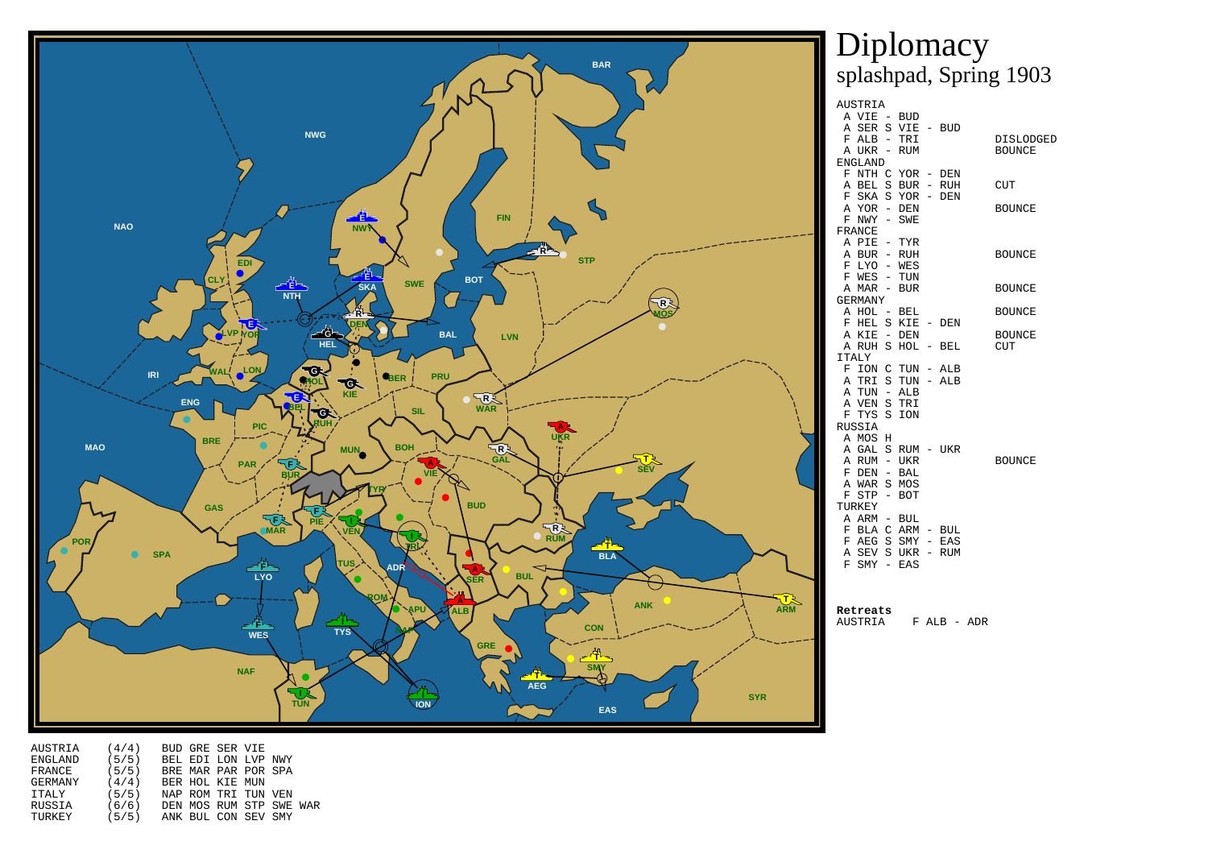# Diplomacy

splashpad, Spring 1903

```
AUSTRIA
 A VIE - BUD
 A SER S VIE - BUD
 F ALB - TRI                 DISLODGED
 A UKR - RUM                 BOUNCE
ENGLAND
 F NTH C YOR - DEN
 A BEL S BUR - RUH           CUT
 F SKA S YOR - DEN
 A YOR - DEN                 BOUNCE
 F NWY - SWE
FRANCE
 A PIE - TYR
 A BUR - RUH                 BOUNCE
 F LYO - WES
 F WES - TUN
 A MAR - BUR                 BOUNCE
GERMANY
 A HOL - BEL                 BOUNCE
 F HEL S KIE - DEN
 A KIE - DEN                 BOUNCE
 A RUH S HOL - BEL           CUT
ITALY
 F ION C TUN - ALB
 A TRI S TUN - ALB
 A TUN - ALB
 A VEN S TRI
 F TYS S ION
RUSSIA
 A MOS H
 A GAL S RUM - UKR
 A RUM - UKR                 BOUNCE
 F DEN - BAL
 A WAR S MOS
 F STP - BOT
TURKEY
 A ARM - BUL
 F BLA C ARM - BUL
 F AEG S SMY - EAS
 A SEV S UKR - RUM
 F SMY - EAS
```

**Retreats**

```
AUSTRIA     F ALB - ADR
```

```
AUSTRIA    (4/4)    BUD GRE SER VIE
ENGLAND    (5/5)    BEL EDI LON LVP NWY
FRANCE     (5/5)    BRE MAR PAR POR SPA
GERMANY    (4/4)    BER HOL KIE MUN
ITALY      (5/5)    NAP ROM TRI TUN VEN
RUSSIA     (6/6)    DEN MOS RUM STP SWE WAR
TURKEY     (5/5)    ANK BUL CON SEV SMY
```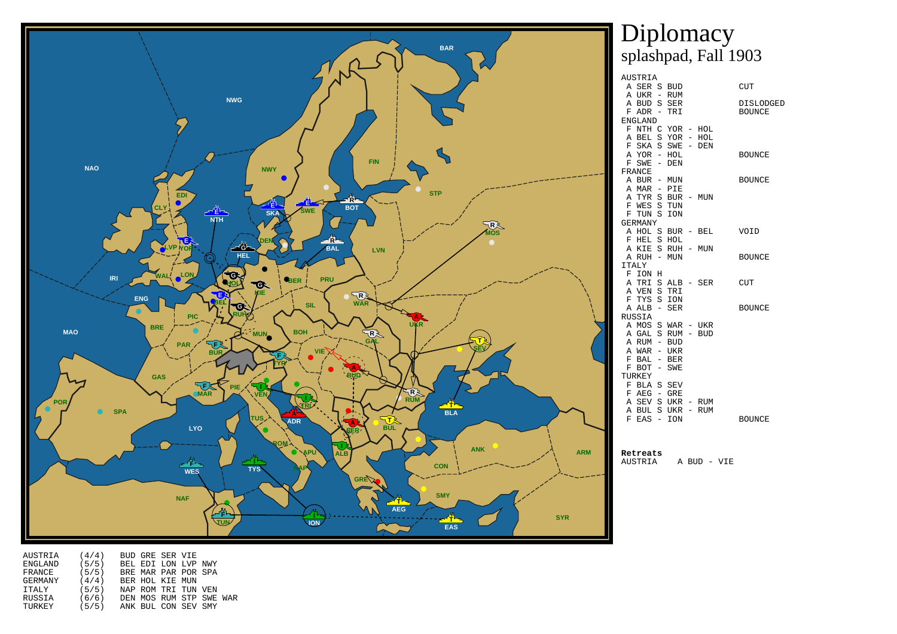# Diplomacy

splashpad, Fall 1903

AUSTRIA
- A SER S BUD — CUT
- A UKR - RUM
- A BUD S SER — DISLODGED
- F ADR - TRI — BOUNCE

ENGLAND
- F NTH C YOR - HOL
- F BEL S YOR - HOL
- F SKA S SWE - DEN
- A YOR - HOL — BOUNCE
- F SWE - DEN

FRANCE
- A BUR - MUN — BOUNCE
- A MAR - PIE
- A TYR S BUR - MUN
- F WES S TUN
- F TUN S ION

GERMANY
- A HOL S BUR - BEL — VOID
- F HEL S HOL
- A KIE S RUH - MUN
- A RUH - MUN — BOUNCE

ITALY
- F ION H
- A TRI S ALB - SER — CUT
- A VEN S TRI
- F TYS S ION
- A ALB - SER — BOUNCE

RUSSIA
- A MOS S WAR - UKR
- A GAL S RUM - BUD
- A RUM - BUD
- A WAR - UKR
- F BAL - BER
- F BOT - SWE

TURKEY
- F BLA S SEV
- F AEG - GRE
- A SEV S UKR - RUM
- A BUL S UKR - RUM
- F EAS - ION — BOUNCE

**Retreats**

AUSTRIA A BUD - VIE

| | | |
|---|---|---|
| AUSTRIA | (4/4) | BUD GRE SER VIE |
| ENGLAND | (5/5) | BEL EDI LON LVP NWY |
| FRANCE | (5/5) | BRE MAR PAR POR SPA |
| GERMANY | (4/4) | BER HOL KIE MUN |
| ITALY | (5/5) | NAP ROM TRI TUN VEN |
| RUSSIA | (6/6) | DEN MOS RUM STP SWE WAR |
| TURKEY | (5/5) | ANK BUL CON SEV SMY |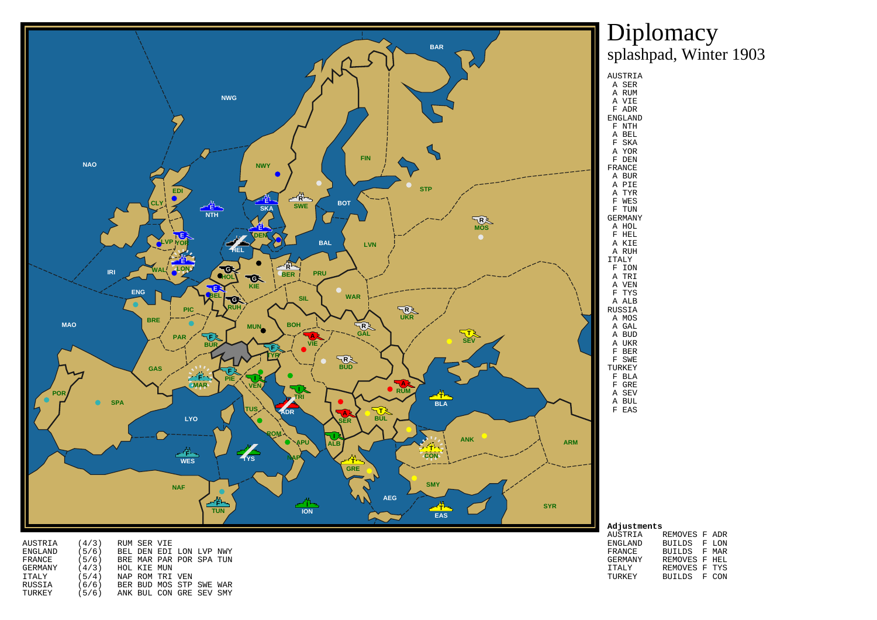# Diplomacy

splashpad, Winter 1903

AUSTRIA
- A SER
- A RUM
- A VIE
- F ADR

ENGLAND
- F NTH
- A BEL
- F SKA
- A YOR
- F DEN

FRANCE
- A BUR
- A PIE
- A TYR
- F WES
- F TUN

GERMANY
- A HOL
- F HEL
- A KIE
- A RUH

ITALY
- F ION
- A TRI
- A VEN
- F TYS
- A ALB

RUSSIA
- A MOS
- A GAL
- A BUD
- A UKR
- F BER
- F SWE

TURKEY
- F BLA
- F GRE
- A SEV
- A BUL
- F EAS

**Adjustments**

| | | |
|---|---|---|
| AUSTRIA | REMOVES | F ADR |
| ENGLAND | BUILDS | F LON |
| FRANCE | BUILDS | F MAR |
| GERMANY | REMOVES | F HEL |
| ITALY | REMOVES | F TYS |
| TURKEY | BUILDS | F CON |

| | | |
|---|---|---|
| AUSTRIA | (4/3) | RUM SER VIE |
| ENGLAND | (5/6) | BEL DEN EDI LON LVP NWY |
| FRANCE | (5/6) | BRE MAR PAR POR SPA TUN |
| GERMANY | (4/3) | HOL KIE MUN |
| ITALY | (5/4) | NAP ROM TRI VEN |
| RUSSIA | (6/6) | BER BUD MOS STP SWE WAR |
| TURKEY | (5/6) | ANK BUL CON GRE SEV SMY |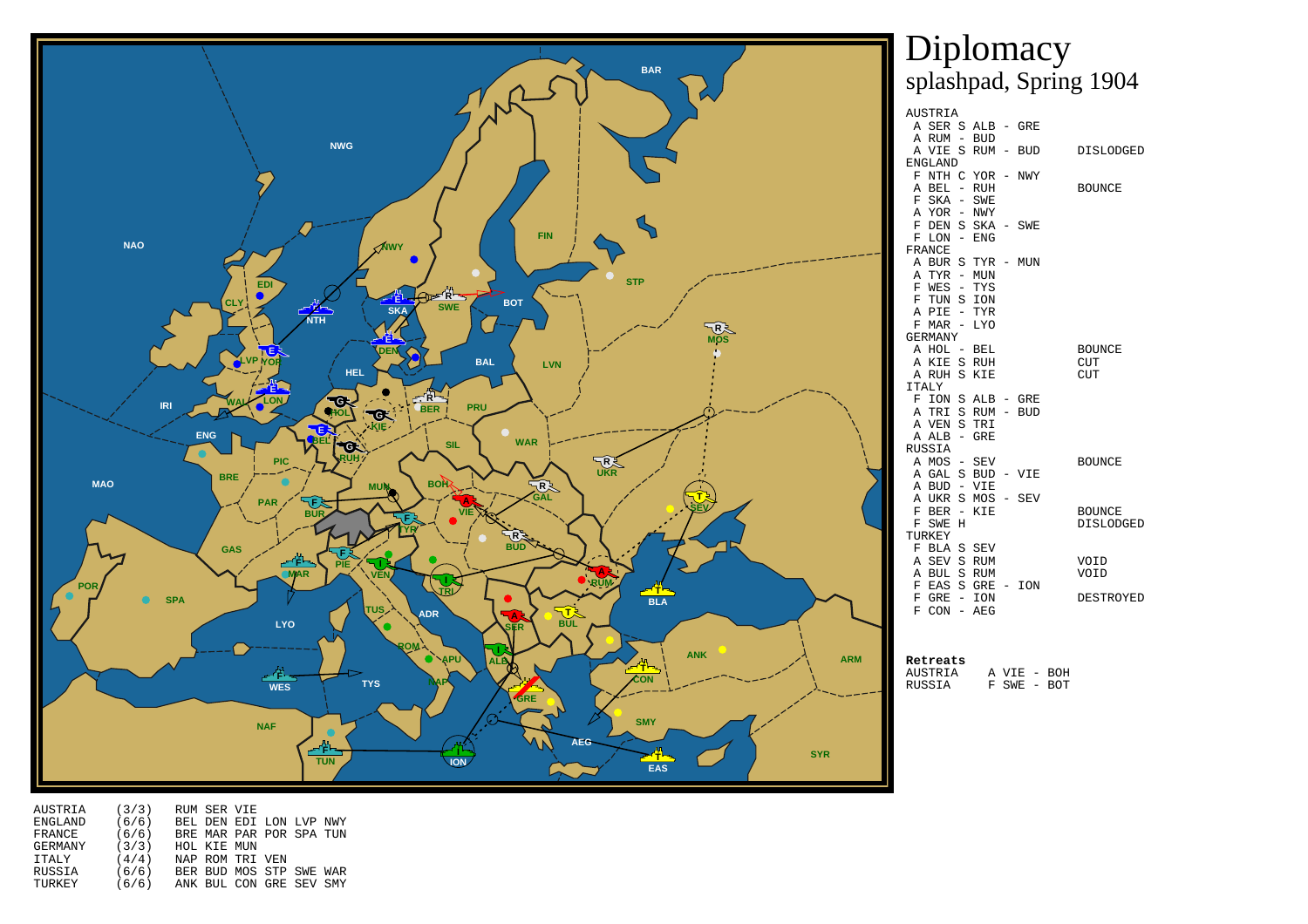# Diplomacy

splashpad, Spring 1904

```
AUSTRIA
 A SER S ALB - GRE
 A RUM - BUD
 A VIE S RUM - BUD          DISLODGED
ENGLAND
 F NTH C YOR - NWY
 A BEL - RUH                BOUNCE
 F SKA - SWE
 A YOR - NWY
 F DEN S SKA - SWE
 F LON - ENG
FRANCE
 A BUR S TYR - MUN
 A TYR - MUN
 F WES - TYS
 F TUN S ION
 A PIE - TYR
 F MAR - LYO
GERMANY
 A HOL - BEL                BOUNCE
 A KIE S RUH                CUT
 A RUH S KIE                CUT
ITALY
 F ION S ALB - GRE
 A TRI S RUM - BUD
 A VEN S TRI
 A ALB - GRE
RUSSIA
 A MOS - SEV                BOUNCE
 A GAL S BUD - VIE
 A BUD - VIE
 A UKR S MOS - SEV
 F BER - KIE                BOUNCE
 F SWE H                    DISLODGED
TURKEY
 F BLA S SEV
 A SEV S RUM                VOID
 A BUL S RUM                VOID
 F EAS S GRE - ION
 F GRE - ION                DESTROYED
 F CON - AEG
```

**Retreats**

```
AUSTRIA     A VIE - BOH
RUSSIA      F SWE - BOT
```

```
AUSTRIA    (3/3)    RUM SER VIE
ENGLAND    (6/6)    BEL DEN EDI LON LVP NWY
FRANCE     (6/6)    BRE MAR PAR POR SPA TUN
GERMANY    (3/3)    HOL KIE MUN
ITALY      (4/4)    NAP ROM TRI VEN
RUSSIA     (6/6)    BER BUD MOS STP SWE WAR
TURKEY     (6/6)    ANK BUL CON GRE SEV SMY
```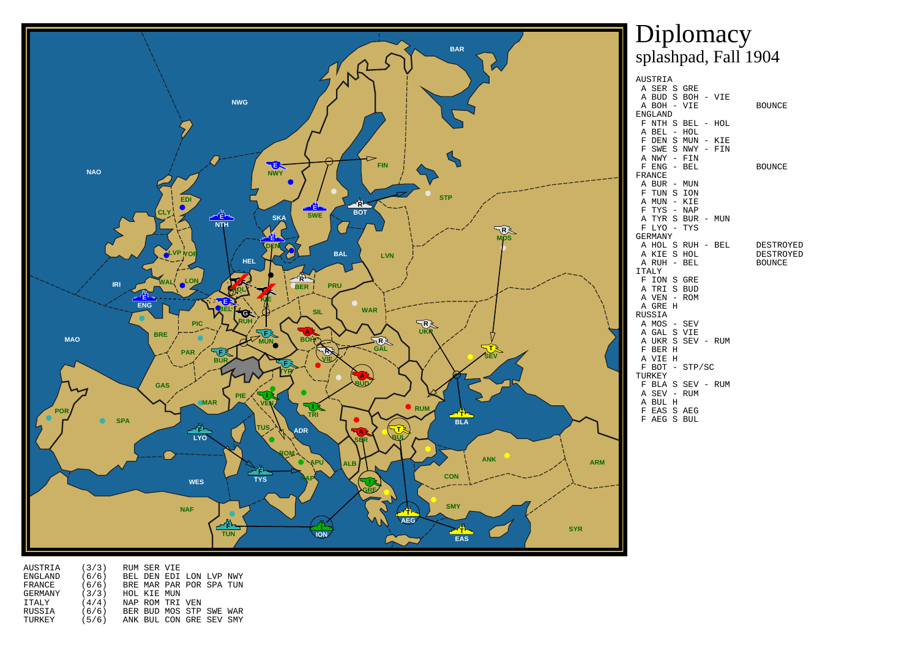# Diplomacy

splashpad, Fall 1904

```
AUSTRIA
 A SER S GRE
 A BUD S BOH - VIE
 A BOH - VIE                      BOUNCE
ENGLAND
 F NTH S BEL - HOL
 A BEL - HOL
 F DEN S MUN - KIE
 F SWE S NWY - FIN
 A NWY - FIN
 F ENG - BEL                      BOUNCE
FRANCE
 A BUR - MUN
 F TUN S ION
 A MUN - KIE
 F TYS - NAP
 A TYR S BUR - MUN
 F LYO - TYS
GERMANY
 A HOL S RUH - BEL                DESTROYED
 A KIE S HOL                      DESTROYED
 A RUH - BEL                      BOUNCE
ITALY
 F ION S GRE
 A TRI S BUD
 A VEN - ROM
 A GRE H
RUSSIA
 A MOS - SEV
 A GAL S VIE
 A UKR S SEV - RUM
 F BER H
 A VIE H
 F BOT - STP/SC
TURKEY
 F BLA S SEV - RUM
 A SEV - RUM
 A BUL H
 F EAS S AEG
 F AEG S BUL
```

```
AUSTRIA    (3/3)   RUM SER VIE
ENGLAND    (6/6)   BEL DEN EDI LON LVP NWY
FRANCE     (6/6)   BRE MAR PAR POR SPA TUN
GERMANY    (3/3)   HOL KIE MUN
ITALY      (4/4)   NAP ROM TRI VEN
RUSSIA     (6/6)   BER BUD MOS STP SWE WAR
TURKEY     (5/6)   ANK BUL CON GRE SEV SMY
```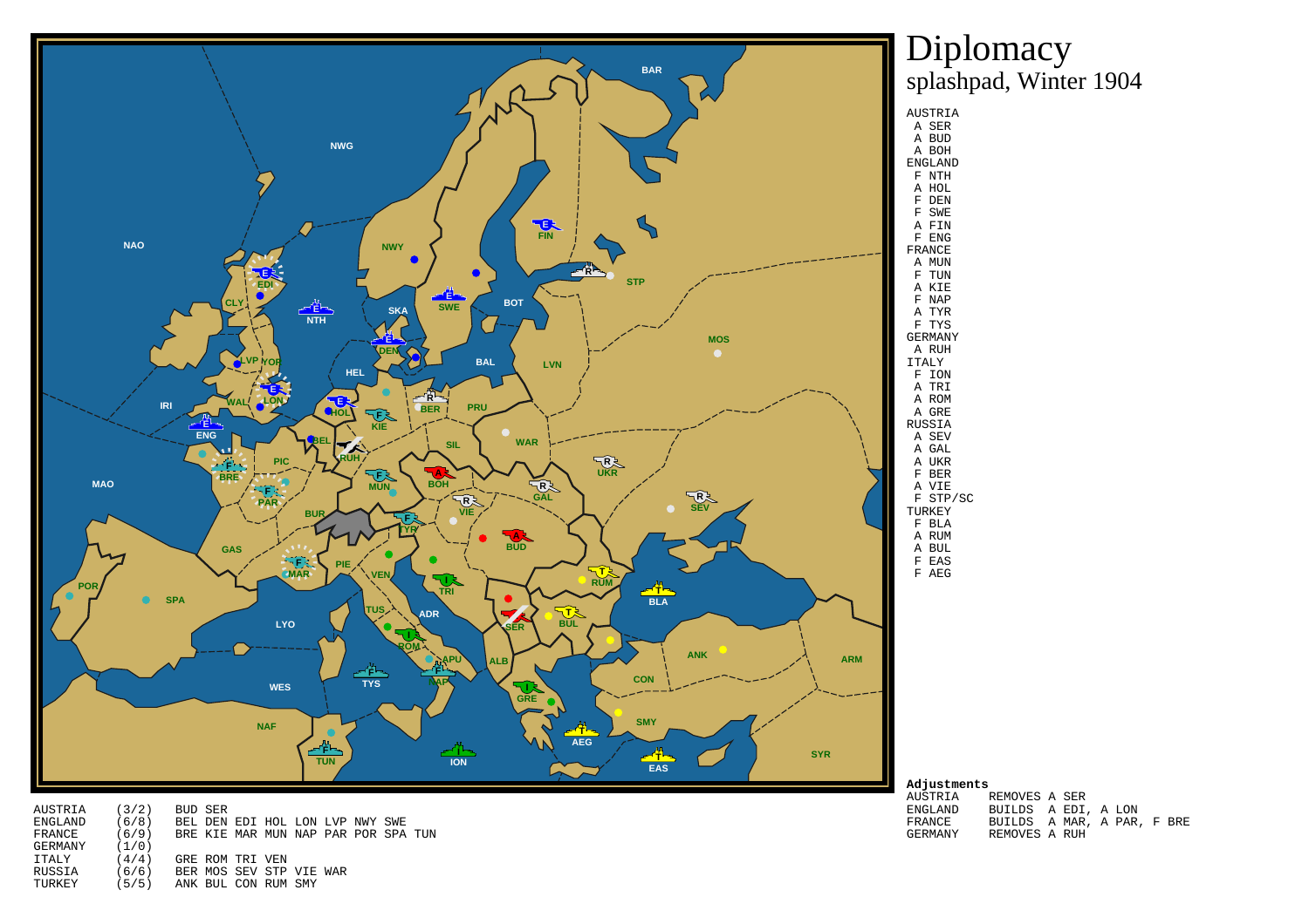# Diplomacy

splashpad, Winter 1904

AUSTRIA
- A SER
- A BUD
- A BOH

ENGLAND
- F NTH
- A HOL
- F DEN
- F SWE
- A FIN
- F ENG

FRANCE
- A MUN
- F TUN
- A KIE
- F NAP
- A TYR
- F TYS

GERMANY
- A RUH

ITALY
- F ION
- A TRI
- A ROM
- A GRE

RUSSIA
- A SEV
- A GAL
- A UKR
- F BER
- A VIE
- F STP/SC

TURKEY
- F BLA
- A RUM
- A BUL
- F EAS
- F AEG

**Adjustments**

| | |
|---|---|
| AUSTRIA | REMOVES A SER |
| ENGLAND | BUILDS A EDI, A LON |
| FRANCE | BUILDS A MAR, A PAR, F BRE |
| GERMANY | REMOVES A RUH |

| | | |
|---|---|---|
| AUSTRIA | (3/2) | BUD SER |
| ENGLAND | (6/8) | BEL DEN EDI HOL LON LVP NWY SWE |
| FRANCE | (6/9) | BRE KIE MAR MUN NAP PAR POR SPA TUN |
| GERMANY | (1/0) | |
| ITALY | (4/4) | GRE ROM TRI VEN |
| RUSSIA | (6/6) | BER MOS SEV STP VIE WAR |
| TURKEY | (5/5) | ANK BUL CON RUM SMY |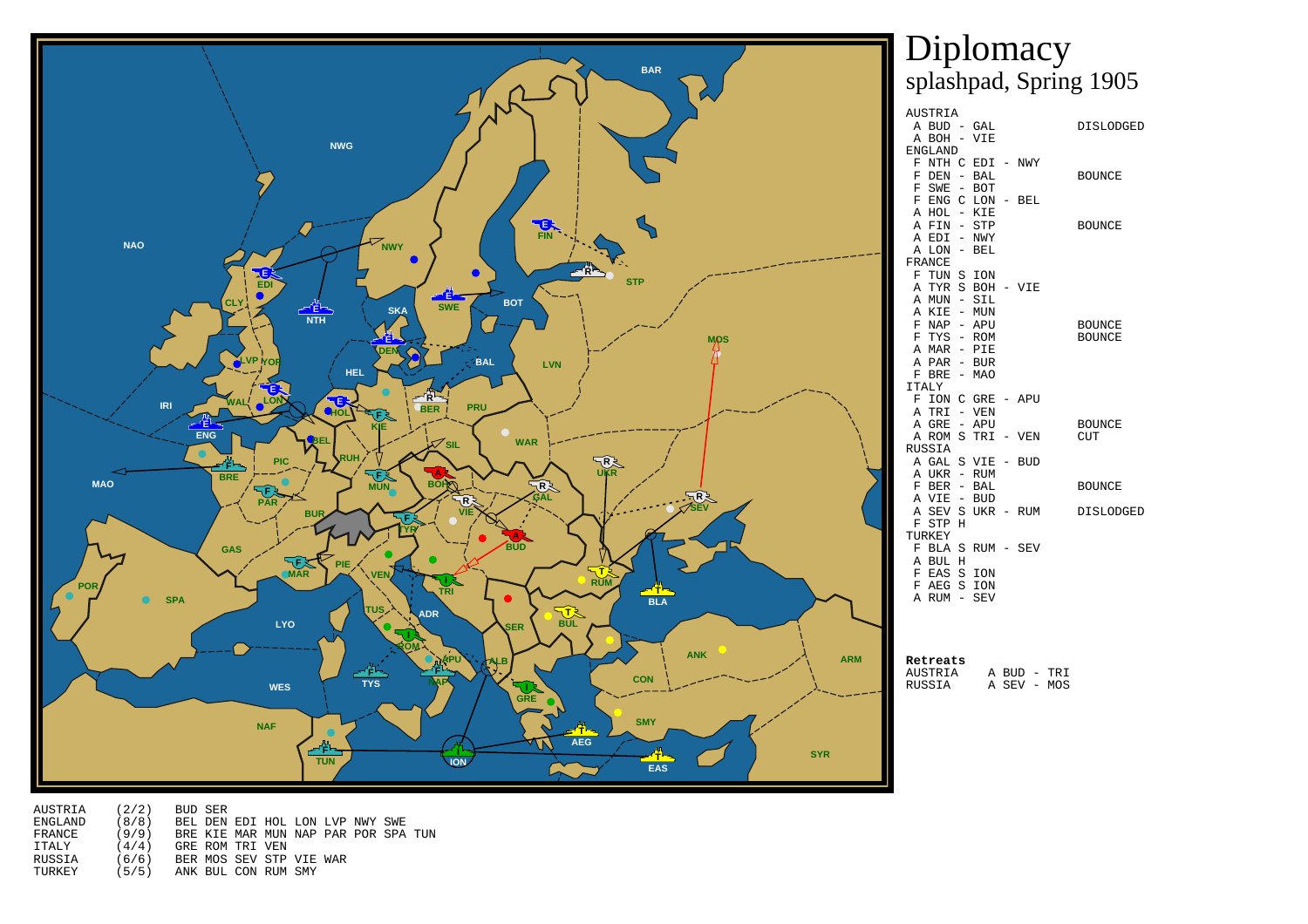# Diplomacy

splashpad, Spring 1905

```
AUSTRIA
 A BUD - GAL                   DISLODGED
 A BOH - VIE
ENGLAND
 F NTH C EDI - NWY
 F DEN - BAL                   BOUNCE
 F SWE - BOT
 F ENG C LON - BEL
 A HOL - KIE
 A FIN - STP                   BOUNCE
 A EDI - NWY
 A LON - BEL
FRANCE
 F TUN S ION
 A TYR S BOH - VIE
 A MUN - SIL
 A KIE - MUN
 F NAP - APU                   BOUNCE
 F TYS - ROM                   BOUNCE
 A MAR - PIE
 A PAR - BUR
 F BRE - MAO
ITALY
 F ION C GRE - APU
 A TRI - VEN
 A GRE - APU                   BOUNCE
 A ROM S TRI - VEN             CUT
RUSSIA
 A GAL S VIE - BUD
 A UKR - RUM
 F BER - BAL                   BOUNCE
 A VIE - BUD
 A SEV S UKR - RUM             DISLODGED
 F STP H
TURKEY
 F BLA S RUM - SEV
 A BUL H
 F EAS S ION
 F AEG S ION
 A RUM - SEV
```

**Retreats**

```
AUSTRIA     A BUD - TRI
RUSSIA      A SEV - MOS
```

```
AUSTRIA     (2/2)     BUD SER
ENGLAND     (8/8)     BEL DEN EDI HOL LON LVP NWY SWE
FRANCE      (9/9)     BRE KIE MAR MUN NAP PAR POR SPA TUN
ITALY       (4/4)     GRE ROM TRI VEN
RUSSIA      (6/6)     BER MOS SEV STP VIE WAR
TURKEY      (5/5)     ANK BUL CON RUM SMY
```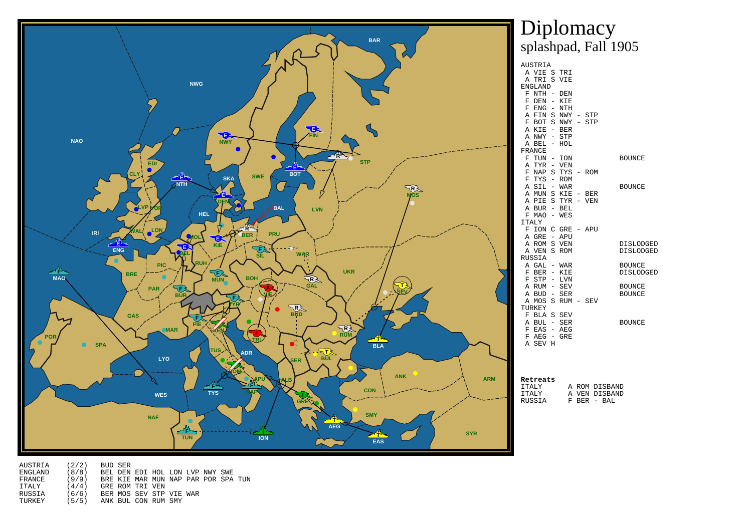# Diplomacy

splashpad, Fall 1905

```
AUSTRIA
 A VIE S TRI
 A TRI S VIE
ENGLAND
 F NTH - DEN
 F DEN - KIE
 F ENG - NTH
 A FIN S NWY - STP
 F BOT S NWY - STP
 A KIE - BER
 A NWY - STP
 A BEL - HOL
FRANCE
 F TUN - ION                BOUNCE
 A TYR - VEN
 F NAP S TYS - ROM
 F TYS - ROM
 A SIL - WAR                BOUNCE
 A MUN S KIE - BER
 A PIE S TYR - VEN
 A BUR - BEL
 F MAO - WES
ITALY
 F ION C GRE - APU
 A GRE - APU
 A ROM S VEN                DISLODGED
 A VEN S ROM                DISLODGED
RUSSIA
 A GAL - WAR                BOUNCE
 A BER - KIE                DISLODGED
 F STP - LVN
 A RUM - SEV                BOUNCE
 A BUD - SER                BOUNCE
 A MOS S RUM - SEV
TURKEY
 F BLA S SEV
 A BUL - SER               BOUNCE
 F EAS - AEG
 F AEG - GRE
 A SEV H
```

**Retreats**

```
ITALY       A ROM DISBAND
ITALY       A VEN DISBAND
RUSSIA      F BER - BAL
```

```
AUSTRIA   (2/2)   BUD SER
ENGLAND   (8/8)   BEL DEN EDI HOL LON LVP NWY SWE
FRANCE    (9/9)   BRE KIE MAR MUN NAP PAR POR SPA TUN
ITALY     (4/4)   GRE ROM TRI VEN
RUSSIA    (6/6)   BER MOS SEV STP VIE WAR
TURKEY    (5/5)   ANK BUL CON RUM SMY
```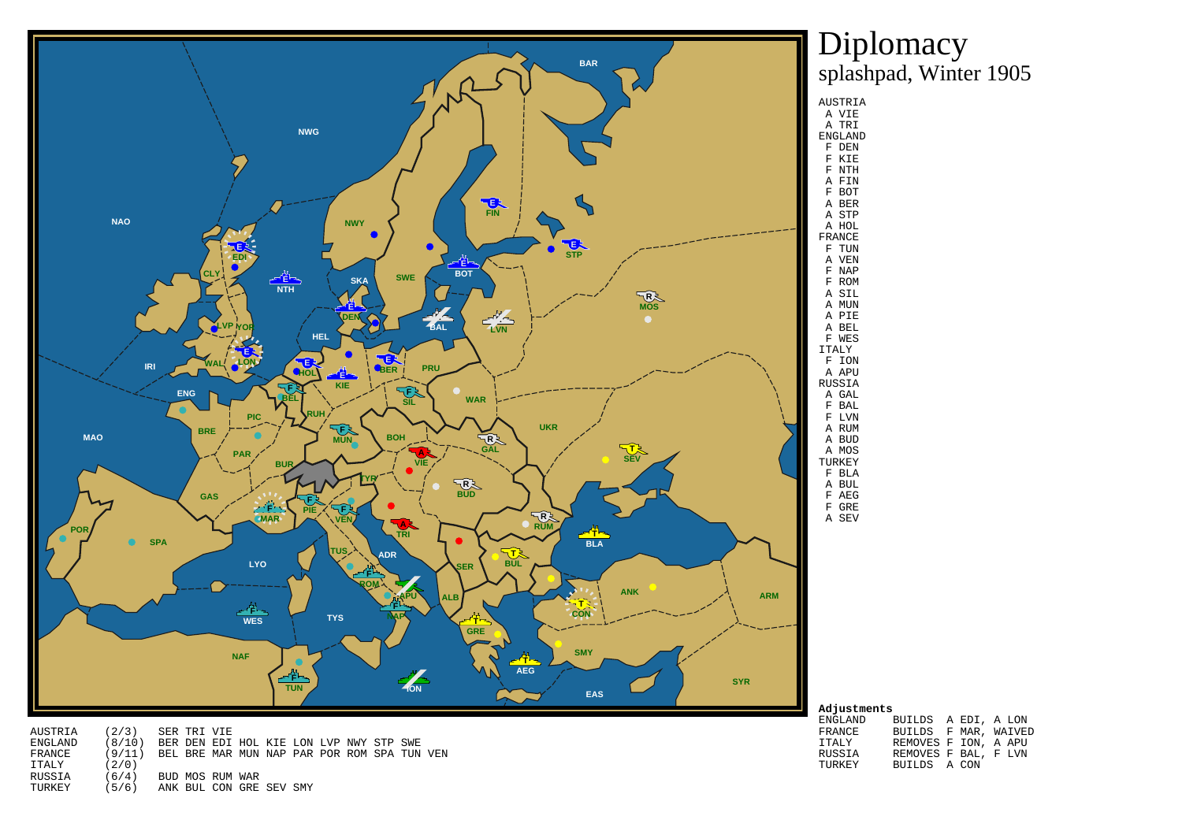# Diplomacy

splashpad, Winter 1905

AUSTRIA
- A VIE
- A TRI

ENGLAND
- F DEN
- F KIE
- F NTH
- A FIN
- F BOT
- A BER
- A STP
- A HOL

FRANCE
- F TUN
- A VEN
- F NAP
- F ROM
- A SIL
- A MUN
- A PIE
- A BEL
- F WES

ITALY
- F ION
- A APU

RUSSIA
- A GAL
- F BAL
- F LVN
- A RUM
- A BUD
- A MOS

TURKEY
- F BLA
- A BUL
- F AEG
- F GRE
- A SEV

**Adjustments**

| | |
|---|---|
| ENGLAND | BUILDS A EDI, A LON |
| FRANCE | BUILDS F MAR, WAIVED |
| ITALY | REMOVES F ION, A APU |
| RUSSIA | REMOVES F BAL, F LVN |
| TURKEY | BUILDS A CON |

| | | |
|---|---|---|
| AUSTRIA | (2/3) | SER TRI VIE |
| ENGLAND | (8/10) | BER DEN EDI HOL KIE LON LVP NWY STP SWE |
| FRANCE | (9/11) | BEL BRE MAR MUN NAP PAR POR ROM SPA TUN VEN |
| ITALY | (2/0) | |
| RUSSIA | (6/4) | BUD MOS RUM WAR |
| TURKEY | (5/6) | ANK BUL CON GRE SEV SMY |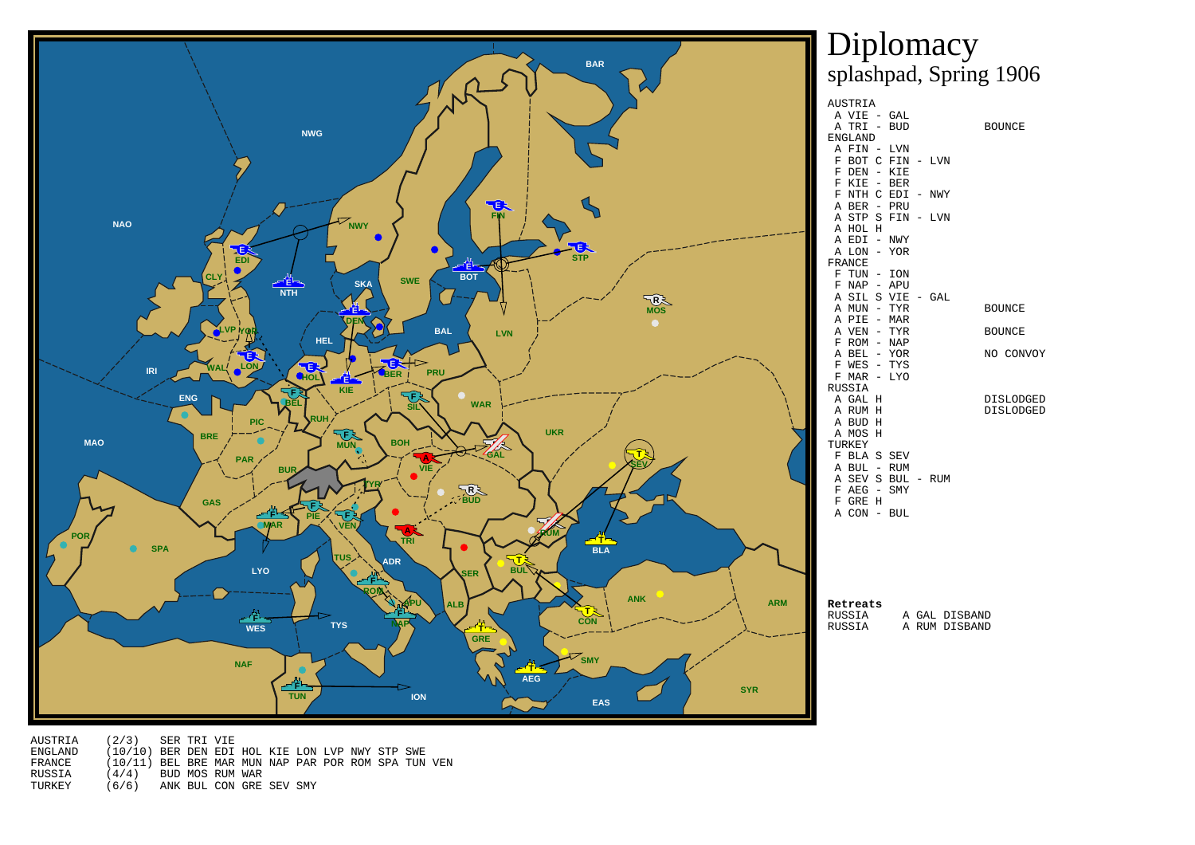# Diplomacy

splashpad, Spring 1906

AUSTRIA
- A VIE - GAL
- A TRI - BUD — BOUNCE

ENGLAND
- A FIN - LVN
- F BOT C FIN - LVN
- F DEN - KIE
- F KIE - BER
- F NTH C EDI - NWY
- A BER - PRU
- A STP S FIN - LVN
- A HOL H
- A EDI - NWY
- A LON - YOR

FRANCE
- F TUN - ION
- F NAP - APU
- A SIL S VIE - GAL
- A MUN - TYR — BOUNCE
- A PIE - MAR
- A VEN - TYR — BOUNCE
- F ROM - NAP
- A BEL - YOR — NO CONVOY
- F WES - TYS
- F MAR - LYO

RUSSIA
- A GAL H — DISLODGED
- A RUM H — DISLODGED
- A BUD H
- A MOS H

TURKEY
- F BLA S SEV
- A BUL - RUM
- A SEV S BUL - RUM
- F AEG - SMY
- F GRE H
- A CON - BUL

**Retreats**

| | |
|---|---|
| RUSSIA | A GAL DISBAND |
| RUSSIA | A RUM DISBAND |

| | | |
|---|---|---|
| AUSTRIA | (2/3) | SER TRI VIE |
| ENGLAND | (10/10) | BER DEN EDI HOL KIE LON LVP NWY STP SWE |
| FRANCE | (10/11) | BEL BRE MAR MUN NAP PAR POR ROM SPA TUN VEN |
| RUSSIA | (4/4) | BUD MOS RUM WAR |
| TURKEY | (6/6) | ANK BUL CON GRE SEV SMY |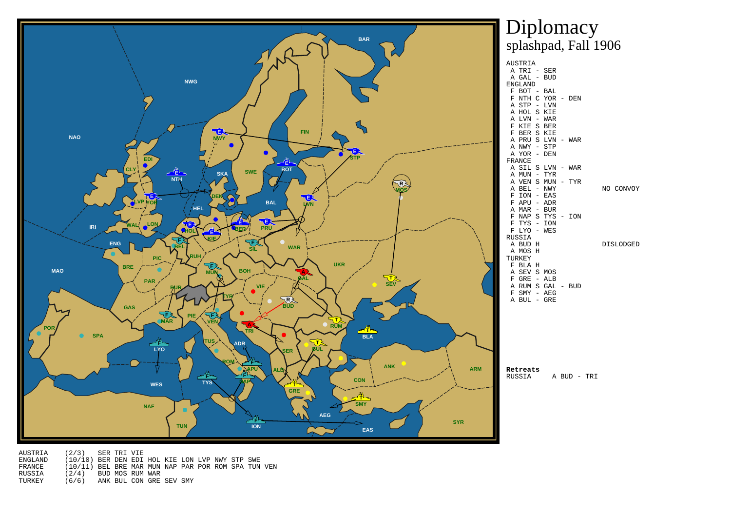# Diplomacy

splashpad, Fall 1906

```
AUSTRIA
 A TRI - SER
 A GAL - BUD
ENGLAND
 F BOT - BAL
 F NTH C YOR - DEN
 A STP - LVN
 A HOL S KIE
 A LVN - WAR
 F KIE S BER
 F BER S KIE
 A PRU S LVN - WAR
 A NWY - STP
 A YOR - DEN
FRANCE
 A SIL S LVN - WAR
 A MUN - TYR
 A VEN S MUN - TYR
 A BEL - NWY              NO CONVOY
 F ION - EAS
 F APU - ADR
 A MAR - BUR
 F NAP S TYS - ION
 F TYS - ION
 F LYO - WES
RUSSIA
 A BUD H                  DISLODGED
 A MOS H
TURKEY
 F BLA H
 A SEV S MOS
 F GRE - ALB
 A RUM S GAL - BUD
 F SMY - AEG
 A BUL - GRE
```

**Retreats**

```
RUSSIA      A BUD - TRI
```

```
AUSTRIA     (2/3)    SER TRI VIE
ENGLAND     (10/10)  BER DEN EDI HOL KIE LON LVP NWY STP SWE
FRANCE      (10/11)  BEL BRE MAR MUN NAP PAR POR ROM SPA TUN VEN
RUSSIA      (2/4)    BUD MOS RUM WAR
TURKEY      (6/6)    ANK BUL CON GRE SEV SMY
```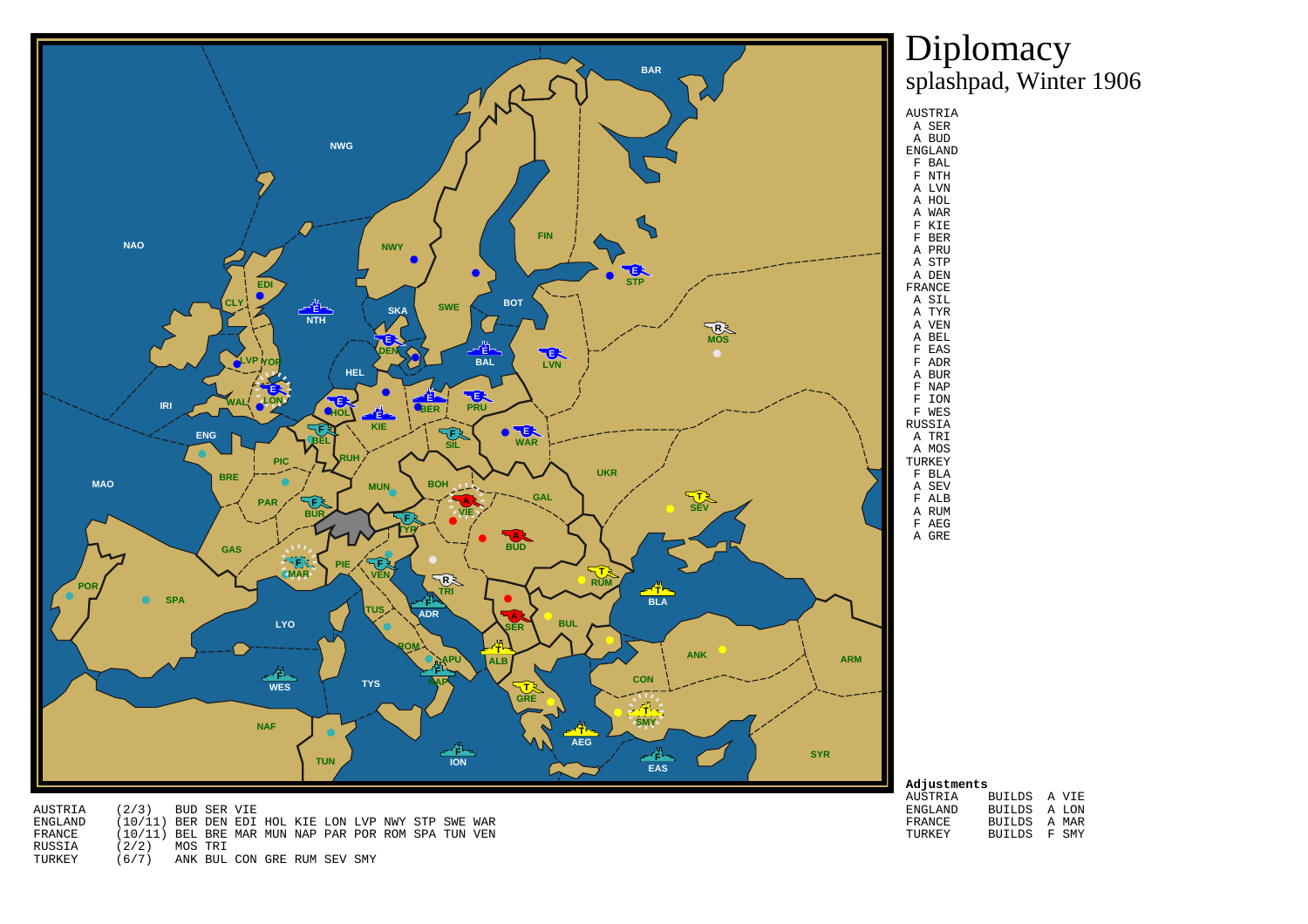# Diplomacy

## splashpad, Winter 1906

```
AUSTRIA
 A SER
 A BUD
ENGLAND
 F BAL
 F NTH
 A LVN
 A HOL
 A WAR
 F KIE
 F BER
 A PRU
 A STP
 A DEN
FRANCE
 A SIL
 A TYR
 A VEN
 A BEL
 F EAS
 F ADR
 A BUR
 F NAP
 F ION
 F WES
RUSSIA
 A TRI
 A MOS
TURKEY
 F BLA
 A SEV
 F ALB
 A RUM
 F AEG
 A GRE
```

**Adjustments**

```
AUSTRIA    BUILDS  A VIE
ENGLAND    BUILDS  A LON
FRANCE     BUILDS  A MAR
TURKEY     BUILDS  F SMY
```

```
AUSTRIA    (2/3)    BUD SER VIE
ENGLAND    (10/11)  BER DEN EDI HOL KIE LON LVP NWY STP SWE WAR
FRANCE     (10/11)  BEL BRE MAR MUN NAP PAR POR ROM SPA TUN VEN
RUSSIA     (2/2)    MOS TRI
TURKEY     (6/7)    ANK BUL CON GRE RUM SEV SMY
```

BAR
NWG
NAO
NWY
FIN
STP
EDI
CLY
NTH
SKA
SWE
BOT
MOS
DEN
BAL
LVN
LVP
YOR
HEL
IRI
WAL
LON
HOL
KIE
BER
PRU
ENG
BEL
SIL
WAR
RUH
PIC
UKR
MAO
BRE
MUN
BOH
PAR
BUR
VIE
GAL
SEV
TYR
BUD
GAS
PIE
VEN
TRI
RUM
MAR
POR
SPA
ADR
BLA
TUS
SER
BUL
LYO
ROM
APU
ALB
ANK
ARM
CON
WES
TYS
NAP
GRE
SMY
NAF
AEG
TUN
ION
EAS
SYR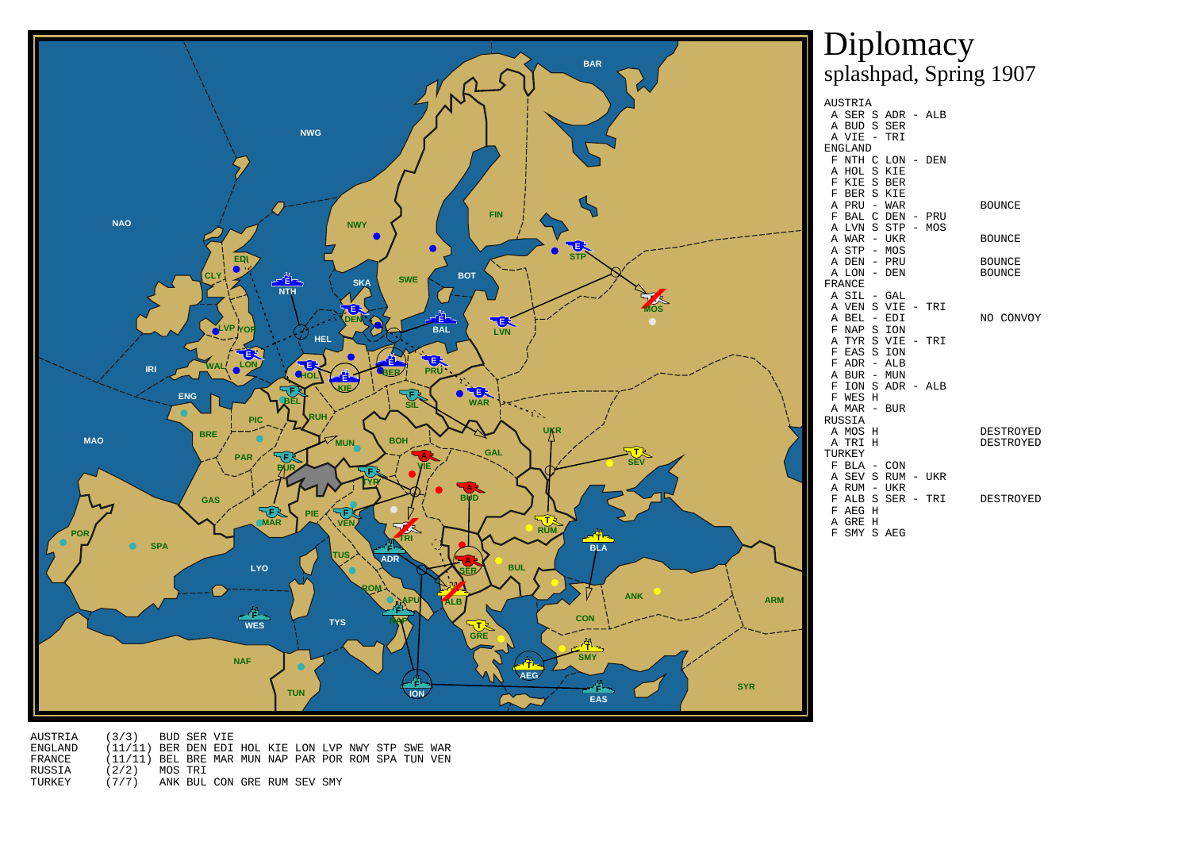# Diplomacy
## splashpad, Spring 1907

```
AUSTRIA
  A SER S ADR - ALB
  A BUD S SER
  A VIE - TRI
ENGLAND
  F NTH C LON - DEN
  A HOL S KIE
  F KIE S BER
  F BER S KIE
  A PRU - WAR                 BOUNCE
  F BAL C DEN - PRU
  A LVN S STP - MOS
  A WAR - UKR                 BOUNCE
  A STP - MOS
  A DEN - PRU                 BOUNCE
  A LON - DEN                 BOUNCE
FRANCE
  A SIL - GAL
  A VEN S VIE - TRI
  A BEL - EDI                 NO CONVOY
  F NAP S ION
  A TYR S VIE - TRI
  F EAS S ION
  F ADR - ALB
  A BUR - MUN
  F ION S ADR - ALB
  F WES H
  A MAR - BUR
RUSSIA
  A MOS H                     DESTROYED
  A TRI H                     DESTROYED
TURKEY
  F BLA - CON
  A SEV S RUM - UKR
  A RUM - UKR
  F ALB S SER - TRI           DESTROYED
  F AEG H
  A GRE H
  F SMY S AEG
```

```
AUSTRIA    (3/3)    BUD SER VIE
ENGLAND    (11/11)  BER DEN EDI HOL KIE LON LVP NWY STP SWE WAR
FRANCE     (11/11)  BEL BRE MAR MUN NAP PAR POR ROM SPA TUN VEN
RUSSIA     (2/2)    MOS TRI
TURKEY     (7/7)    ANK BUL CON GRE RUM SEV SMY
```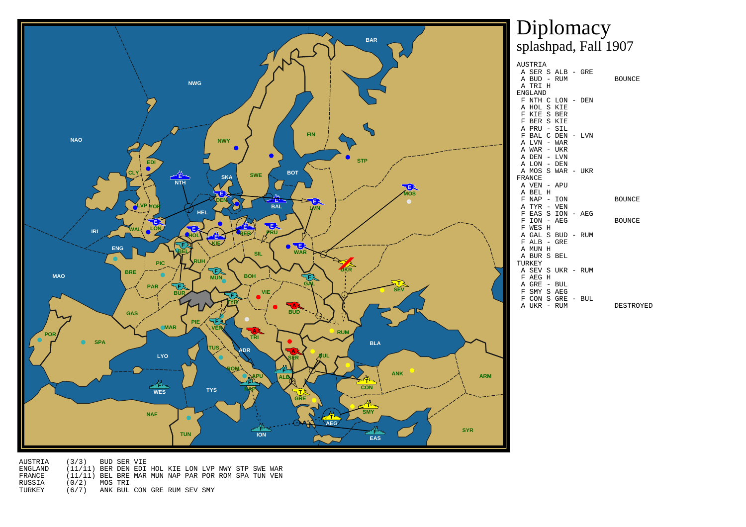# Diplomacy

splashpad, Fall 1907

```
AUSTRIA
 A SER S ALB - GRE
 A BUD - RUM              BOUNCE
 A TRI H
ENGLAND
 F NTH C LON - DEN
 A HOL S KIE
 F KIE S BER
 F BER S KIE
 A PRU - SIL
 F BAL C DEN - LVN
 A LVN - WAR
 A WAR - UKR
 A DEN - LVN
 A LON - DEN
 A MOS S WAR - UKR
FRANCE
 A VEN - APU
 A BEL H
 F NAP - ION              BOUNCE
 A TYR - VEN
 F EAS S ION - AEG
 F ION - AEG              BOUNCE
 F WES H
 A GAL S BUD - RUM
 F ALB - GRE
 A MUN H
 A BUR S BEL
TURKEY
 A SEV S UKR - RUM
 F AEG H
 A GRE - BUL
 F SMY S AEG
 F CON S GRE - BUL
 A UKR - RUM              DESTROYED
```

```
AUSTRIA    (3/3)   BUD SER VIE
ENGLAND    (11/11) BER DEN EDI HOL KIE LON LVP NWY STP SWE WAR
FRANCE     (11/11) BEL BRE MAR MUN NAP PAR POR ROM SPA TUN VEN
RUSSIA     (0/2)   MOS TRI
TURKEY     (6/7)   ANK BUL CON GRE RUM SEV SMY
```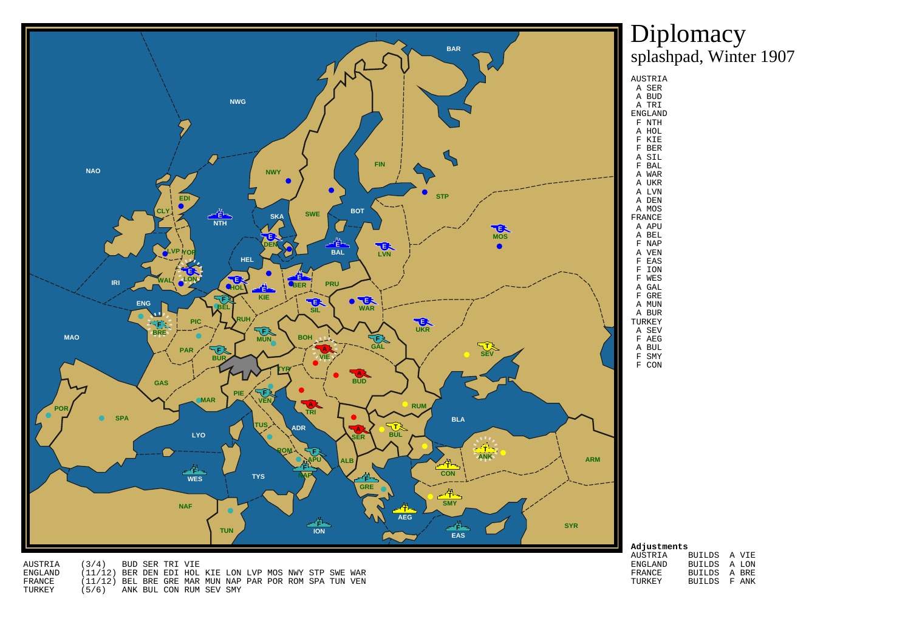# Diplomacy

splashpad, Winter 1907

```
AUSTRIA
 A SER
 A BUD
 A TRI
ENGLAND
 F NTH
 A HOL
 F KIE
 F BER
 A SIL
 F BAL
 A WAR
 A UKR
 A LVN
 A DEN
 A MOS
FRANCE
 A APU
 A BEL
 F NAP
 A VEN
 F EAS
 F ION
 F WES
 A GAL
 F GRE
 A MUN
 A BUR
TURKEY
 A SEV
 F AEG
 A BUL
 F SMY
 F CON
```

**Adjustments**

```
AUSTRIA    BUILDS  A VIE
ENGLAND    BUILDS  A LON
FRANCE     BUILDS  A BRE
TURKEY     BUILDS  F ANK
```

```
AUSTRIA    (3/4)    BUD SER TRI VIE
ENGLAND    (11/12)  BER DEN EDI HOL KIE LON LVP MOS NWY STP SWE WAR
FRANCE     (11/12)  BEL BRE GRE MAR MUN NAP PAR POR ROM SPA TUN VEN
TURKEY     (5/6)    ANK BUL CON RUM SEV SMY
```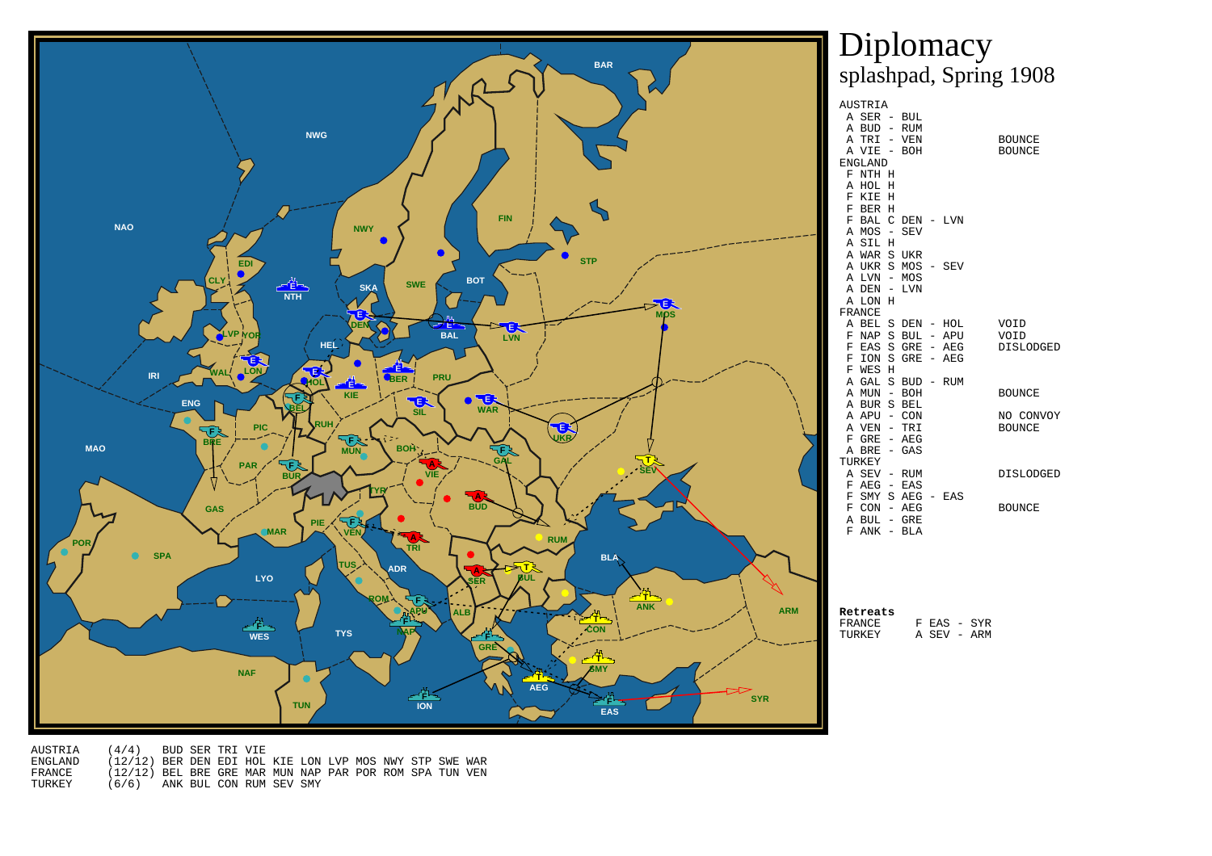# Diplomacy

splashpad, Spring 1908

AUSTRIA
- A SER - BUL
- A BUD - RUM
- A TRI - VEN BOUNCE
- A VIE - BOH BOUNCE

ENGLAND
- F NTH H
- A HOL H
- F KIE H
- F BER H
- F BAL C DEN - LVN
- A MOS - SEV
- A SIL H
- A WAR S UKR
- A UKR S MOS - SEV
- A LVN - MOS
- A DEN - LVN
- A LON H

FRANCE
- A BEL S DEN - HOL VOID
- F NAP S BUL - APU VOID
- F EAS S GRE - AEG DISLODGED
- F ION S GRE - AEG
- F WES H
- A GAL S BUD - RUM
- A MUN - BOH BOUNCE
- A BUR S BEL
- A APU - CON NO CONVOY
- A VEN - TRI BOUNCE
- F GRE - AEG
- A BRE - GAS

TURKEY
- A SEV - RUM DISLODGED
- F AEG - EAS
- F SMY S AEG - EAS
- F CON - AEG BOUNCE
- A BUL - GRE
- F ANK - BLA

**Retreats**

FRANCE F EAS - SYR
TURKEY A SEV - ARM

AUSTRIA (4/4) BUD SER TRI VIE
ENGLAND (12/12) BER DEN EDI HOL KIE LON LVP MOS NWY STP SWE WAR
FRANCE (12/12) BEL BRE GRE MAR MUN NAP PAR POR ROM SPA TUN VEN
TURKEY (6/6) ANK BUL CON RUM SEV SMY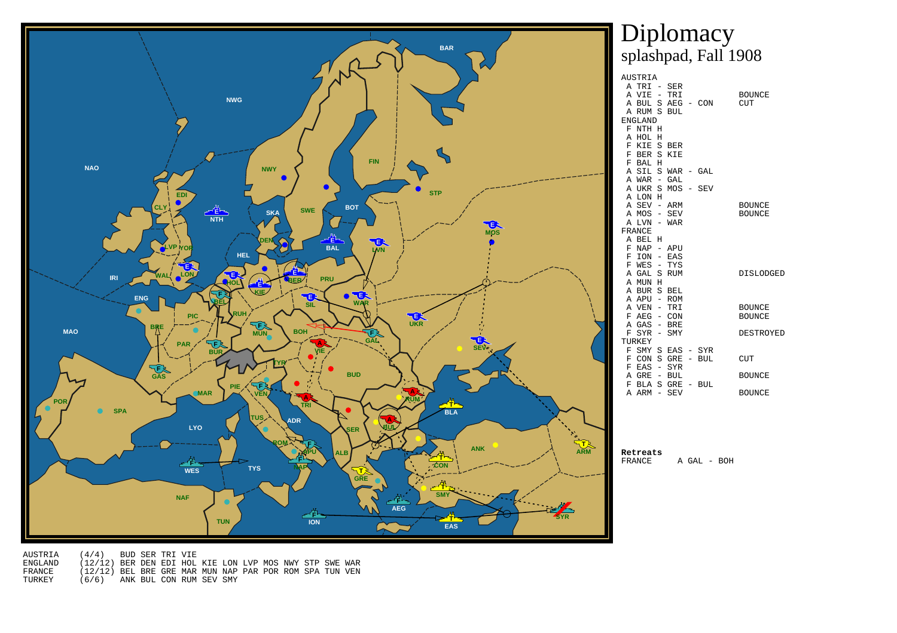# Diplomacy

splashpad, Fall 1908

AUSTRIA
- A TRI - SER
- A VIE - TRI BOUNCE
- A BUL S AEG - CON CUT
- A RUM S BUL

ENGLAND
- F NTH H
- A HOL H
- F KIE S BER
- F BER S KIE
- F BAL H
- A SIL S WAR - GAL
- A WAR - GAL
- A UKR S MOS - SEV
- A LON H
- A SEV - ARM BOUNCE
- A MOS - SEV BOUNCE
- A LVN - WAR

FRANCE
- A BEL H
- F NAP - APU
- F ION - EAS
- F WES - TYS
- A GAL S RUM DISLODGED
- A MUN H
- A BUR S BEL
- A APU - ROM
- A VEN - TRI BOUNCE
- F AEG - CON BOUNCE
- A GAS - BRE
- F SYR - SMY DESTROYED

TURKEY
- F SMY S EAS - SYR
- F CON S GRE - BUL CUT
- F EAS - SYR
- A GRE - BUL BOUNCE
- F BLA S GRE - BUL
- A ARM - SEV BOUNCE

**Retreats**

FRANCE A GAL - BOH

| | | |
|---|---|---|
| AUSTRIA | (4/4) | BUD SER TRI VIE |
| ENGLAND | (12/12) | BER DEN EDI HOL KIE LON LVP MOS NWY STP SWE WAR |
| FRANCE | (12/12) | BEL BRE GRE MAR MUN NAP PAR POR ROM SPA TUN VEN |
| TURKEY | (6/6) | ANK BUL CON RUM SEV SMY |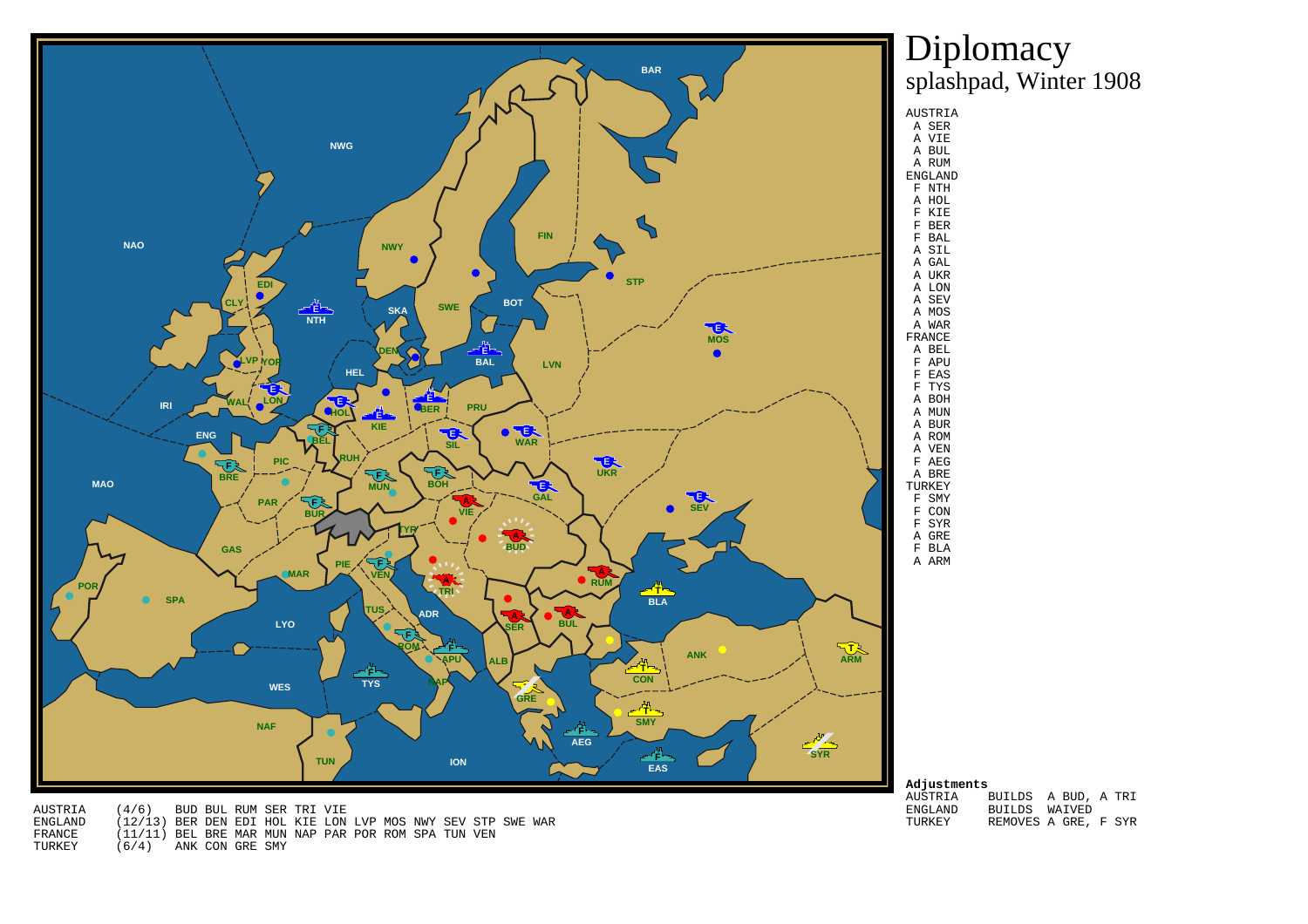# Diplomacy

splashpad, Winter 1908

AUSTRIA
- A SER
- A VIE
- A BUL
- A RUM

ENGLAND
- F NTH
- A HOL
- F KIE
- F BER
- F BAL
- A SIL
- A GAL
- A UKR
- A LON
- A SEV
- A MOS
- A WAR

FRANCE
- A BEL
- F APU
- F EAS
- F TYS
- A BOH
- A MUN
- A BUR
- A ROM
- A VEN
- F AEG
- A BRE

TURKEY
- F SMY
- F CON
- F SYR
- A GRE
- F BLA
- A ARM

NWG
BAR
NAO
NWY
FIN
STP
EDI
NTH
CLY
SKA
SWE
BOT
MOS
LVP
YOR
DEN
BAL
LVN
HEL
IRI
WAL
LON
HOL
BER
PRU
KIE
ENG
BEL
SIL
WAR
RUH
UKR
PIC
BRE
MUN
BOH
GAL
MAO
PAR
VIE
SEV
BUR
TYR
BUD
GAS
PIE
MAR
VEN
TRI
RUM
POR
SPA
BLA
TUS
ADR
SER
BUL
LYO
ROM
APU
ANK
ARM
ALB
CON
WES
NAP
GRE
SMY
NAF
AEG
SYR
TUN
ION
EAS

| | | |
|---|---|---|
| AUSTRIA | (4/6) | BUD BUL RUM SER TRI VIE |
| ENGLAND | (12/13) | BER DEN EDI HOL KIE LON LVP MOS NWY SEV STP SWE WAR |
| FRANCE | (11/11) | BEL BRE MAR MUN NAP PAR POR ROM SPA TUN VEN |
| TURKEY | (6/4) | ANK CON GRE SMY |

**Adjustments**

| | | |
|---|---|---|
| AUSTRIA | BUILDS | A BUD, A TRI |
| ENGLAND | BUILDS | WAIVED |
| TURKEY | REMOVES | A GRE, F SYR |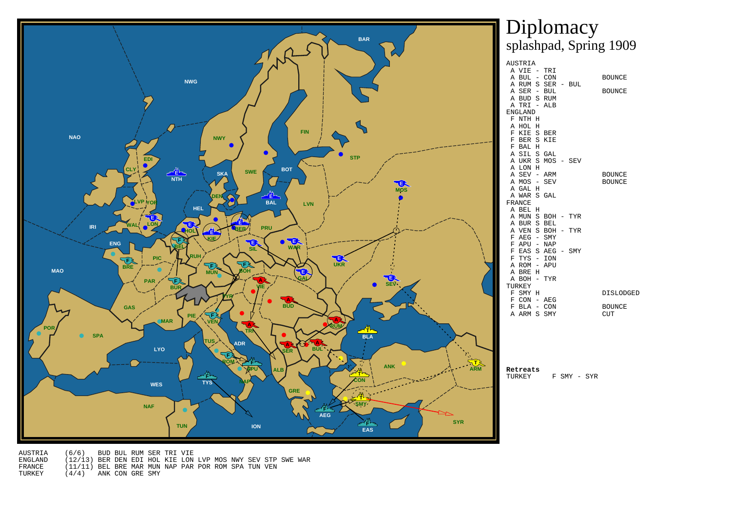# Diplomacy

splashpad, Spring 1909

```
AUSTRIA
 A VIE - TRI
 A BUL - CON              BOUNCE
 A RUM S SER - BUL
 A SER - BUL              BOUNCE
 A BUD S RUM
 A TRI - ALB
ENGLAND
 F NTH H
 A HOL H
 F KIE S BER
 F BER S KIE
 F BAL H
 A SIL S GAL
 A UKR S MOS - SEV
 A LON H
 A SEV - ARM              BOUNCE
 A MOS - SEV              BOUNCE
 A GAL H
 A WAR S GAL
FRANCE
 A BEL H
 A MUN S BOH - TYR
 A BUR S BEL
 A VEN S BOH - TYR
 F AEG - SMY
 F APU - NAP
 F EAS S AEG - SMY
 F TYS - ION
 A ROM - APU
 A BRE H
 A BOH - TYR
TURKEY
 F SMY H                  DISLODGED
 F CON - AEG
 F BLA - CON              BOUNCE
 A ARM S SMY              CUT
```

**Retreats**

```
TURKEY      F SMY - SYR
```

```
AUSTRIA     (6/6)   BUD BUL RUM SER TRI VIE
ENGLAND     (12/13) BER DEN EDI HOL KIE LON LVP MOS NWY SEV STP SWE WAR
FRANCE      (11/11) BEL BRE MAR MUN NAP PAR POR ROM SPA TUN VEN
TURKEY      (4/4)   ANK CON GRE SMY
```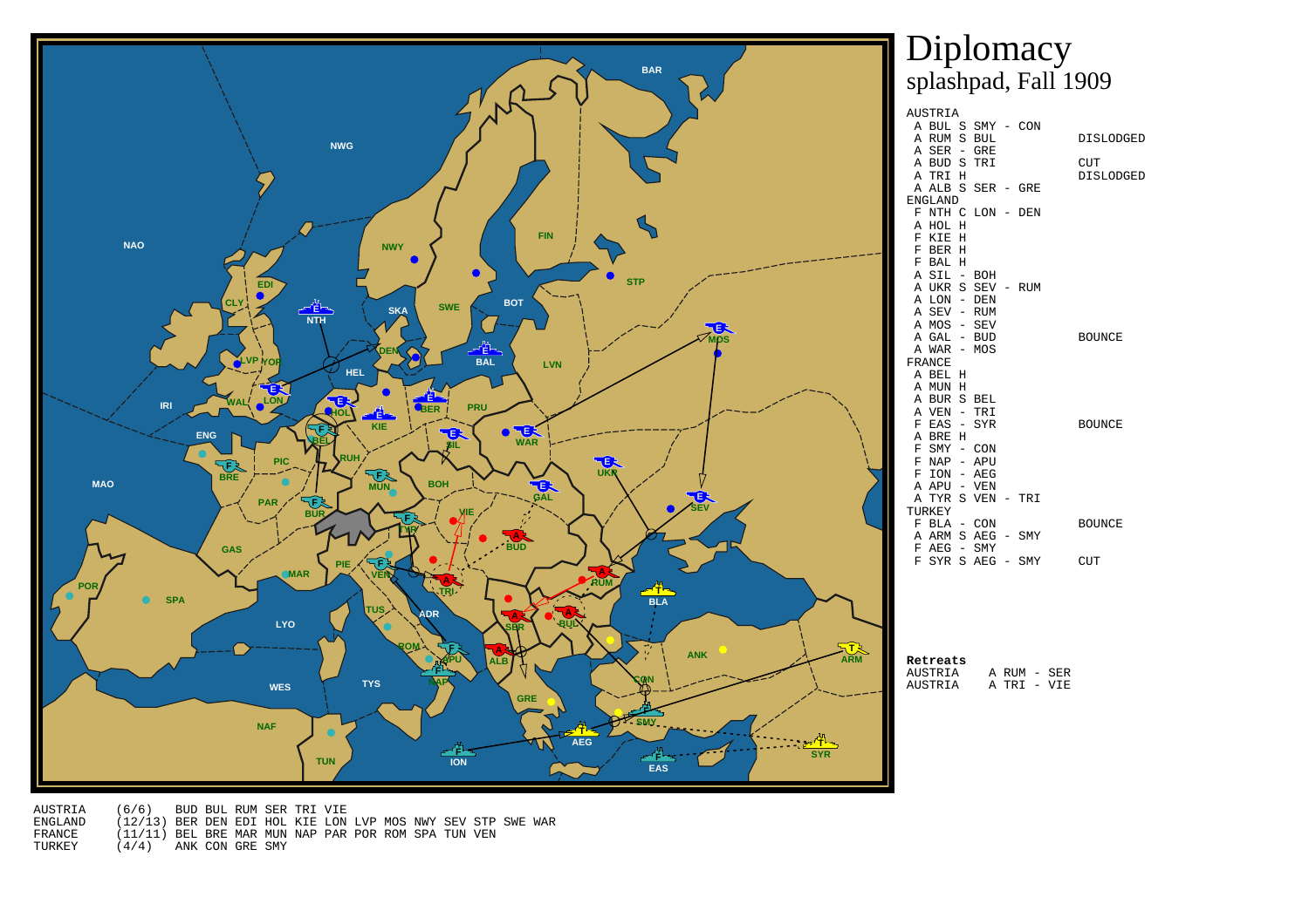# Diplomacy

## splashpad, Fall 1909

```
AUSTRIA
 A BUL S SMY - CON
 A RUM S BUL                DISLODGED
 A SER - GRE
 A BUD S TRI                CUT
 A TRI H                    DISLODGED
 A ALB S SER - GRE
ENGLAND
 F NTH C LON - DEN
 A HOL H
 F KIE H
 F BER H
 F BAL H
 A SIL - BOH
 A UKR S SEV - RUM
 A LON - DEN
 A SEV - RUM
 A MOS - SEV
 A GAL - BUD               BOUNCE
 A WAR - MOS
FRANCE
 A BEL H
 A MUN H
 A BUR S BEL
 A VEN - TRI
 F EAS - SYR               BOUNCE
 A BRE H
 F SMY - CON
 F NAP - APU
 F ION - AEG
 A APU - VEN
 A TYR S VEN - TRI
TURKEY
 F BLA - CON               BOUNCE
 A ARM S AEG - SMY
 F AEG - SMY
 F SYR S AEG - SMY         CUT
```

**Retreats**

```
AUSTRIA     A RUM - SER
AUSTRIA     A TRI - VIE
```

```
AUSTRIA    (6/6)   BUD BUL RUM SER TRI VIE
ENGLAND    (12/13) BER DEN EDI HOL KIE LON LVP MOS NWY SEV STP SWE WAR
FRANCE     (11/11) BEL BRE MAR MUN NAP PAR POR ROM SPA TUN VEN
TURKEY     (4/4)   ANK CON GRE SMY
```

BAR
NWG
NAO
FIN
NWY
STP
EDI
CLY
NTH
SKA
SWE
BOT
MOS
DEN
BAL
LVP
YOR
HEL
LVN
IRI
WAL
LON
HOL
BER
PRU
KIE
WAR
ENG
BEL
SIL
RUH
UKR
BRE
PIC
MUN
BOH
GAL
MAO
PAR
SEV
BUR
TYR
VIE
BUD
GAS
PIE
MAR
VEN
TRI
RUM
POR
SPA
BLA
TUS
ADR
SER
BUL
LYO
ROM
APU
ALB
ANK
ARM
NAP
CON
WES
TYS
GRE
SMY
NAF
AEG
ION
TUN
EAS
SYR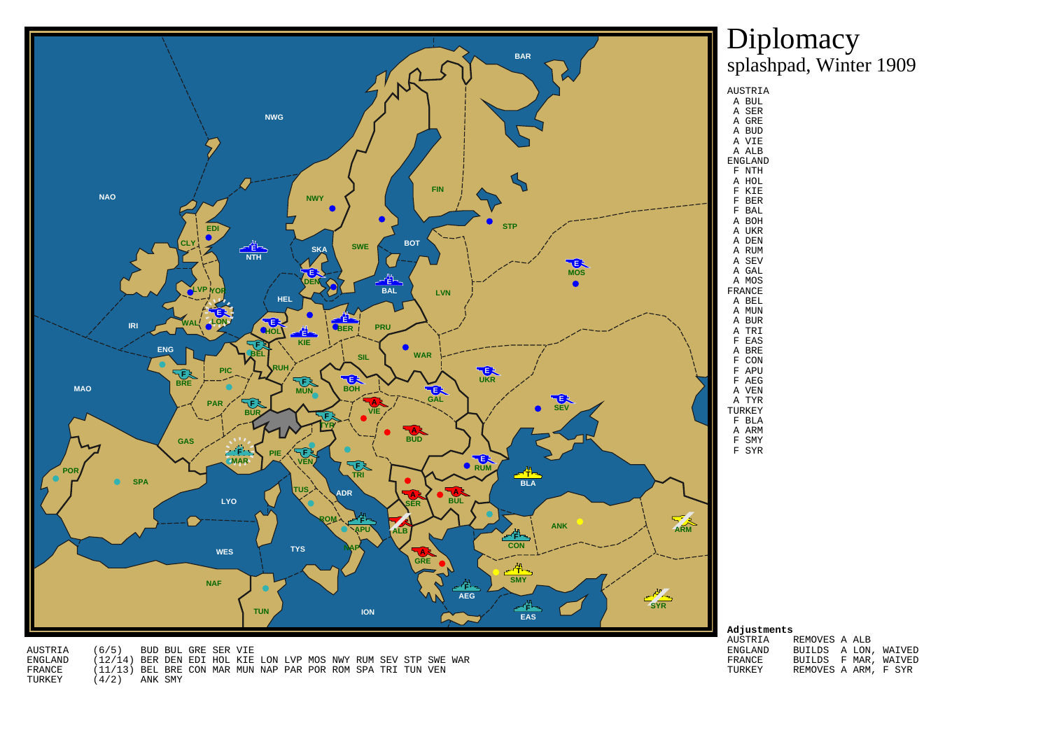# Diplomacy

splashpad, Winter 1909

```
AUSTRIA
 A BUL
 A SER
 A GRE
 A BUD
 A VIE
 A ALB
ENGLAND
 F NTH
 A HOL
 F KIE
 F BER
 F BAL
 A BOH
 A UKR
 A DEN
 A RUM
 A SEV
 A GAL
 A MOS
FRANCE
 A BEL
 A MUN
 A BUR
 A TRI
 F EAS
 A BRE
 F CON
 F APU
 F AEG
 A VEN
 A TYR
TURKEY
 F BLA
 A ARM
 F SMY
 F SYR
```

**Adjustments**

```
AUSTRIA    REMOVES A ALB
ENGLAND    BUILDS  A LON, WAIVED
FRANCE     BUILDS  F MAR, WAIVED
TURKEY     REMOVES A ARM, F SYR
```

```
AUSTRIA    (6/5)    BUD BUL GRE SER VIE
ENGLAND    (12/14)  BER DEN EDI HOL KIE LON LVP MOS NWY RUM SEV STP SWE WAR
FRANCE     (11/13)  BEL BRE CON MAR MUN NAP PAR POR ROM SPA TRI TUN VEN
TURKEY     (4/2)    ANK SMY
```

NAO
NWG
BAR
NWY
FIN
STP
EDI
CLY
NTH
SKA
SWE
BOT
MOS
LVP
YOR
DEN
BAL
LVN
HEL
IRI
WAL
LON
HOL
KIE
BER
PRU
ENG
BEL
RUH
SIL
WAR
PIC
BRE
MUN
BOH
UKR
MAO
PAR
BUR
VIE
GAL
SEV
TYR
BUD
GAS
MAR
PIE
VEN
TRI
RUM
POR
SPA
BLA
TUS
ADR
SER
BUL
LYO
ROM
APU
ALB
ANK
ARM
CON
WES
TYS
NAP
GRE
SMY
NAF
AEG
TUN
ION
EAS
SYR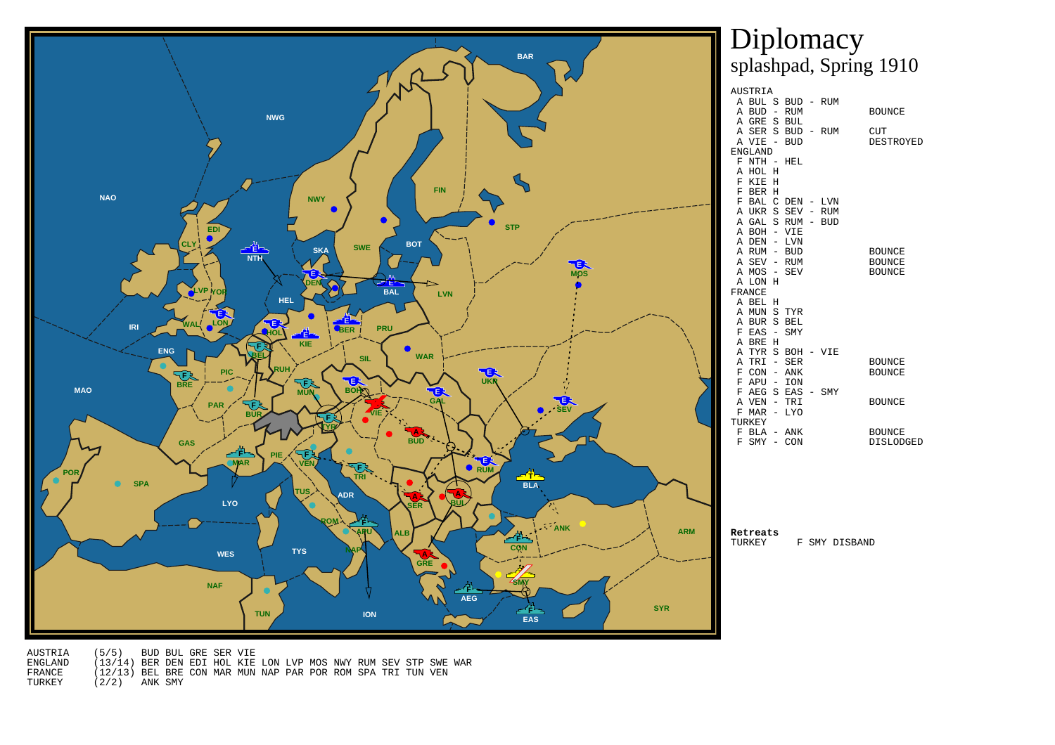# Diplomacy

splashpad, Spring 1910

```
AUSTRIA
 A BUL S BUD - RUM
 A BUD - RUM                  BOUNCE
 A GRE S BUL
 A SER S BUD - RUM            CUT
 A VIE - BUD                  DESTROYED
ENGLAND
 F NTH - HEL
 A HOL H
 F KIE H
 F BER H
 F BAL C DEN - LVN
 A UKR S SEV - RUM
 A GAL S RUM - BUD
 A BOH - VIE
 A DEN - LVN
 A RUM - BUD                  BOUNCE
 A SEV - RUM                  BOUNCE
 A MOS - SEV                  BOUNCE
 A LON H
FRANCE
 A BEL H
 A MUN S TYR
 A BUR S BEL
 F EAS - SMY
 A BRE H
 A TYR S BOH - VIE
 A TRI - SER                  BOUNCE
 F CON - ANK                  BOUNCE
 F APU - ION
 F AEG S EAS - SMY
 A VEN - TRI                  BOUNCE
 F MAR - LYO
TURKEY
 F BLA - ANK                  BOUNCE
 F SMY - CON                  DISLODGED
```

**Retreats**

```
TURKEY      F SMY DISBAND
```

```
AUSTRIA     (5/5)   BUD BUL GRE SER VIE
ENGLAND     (13/14) BER DEN EDI HOL KIE LON LVP MOS NWY RUM SEV STP SWE WAR
FRANCE      (12/13) BEL BRE CON MAR MUN NAP PAR POR ROM SPA TRI TUN VEN
TURKEY      (2/2)   ANK SMY
```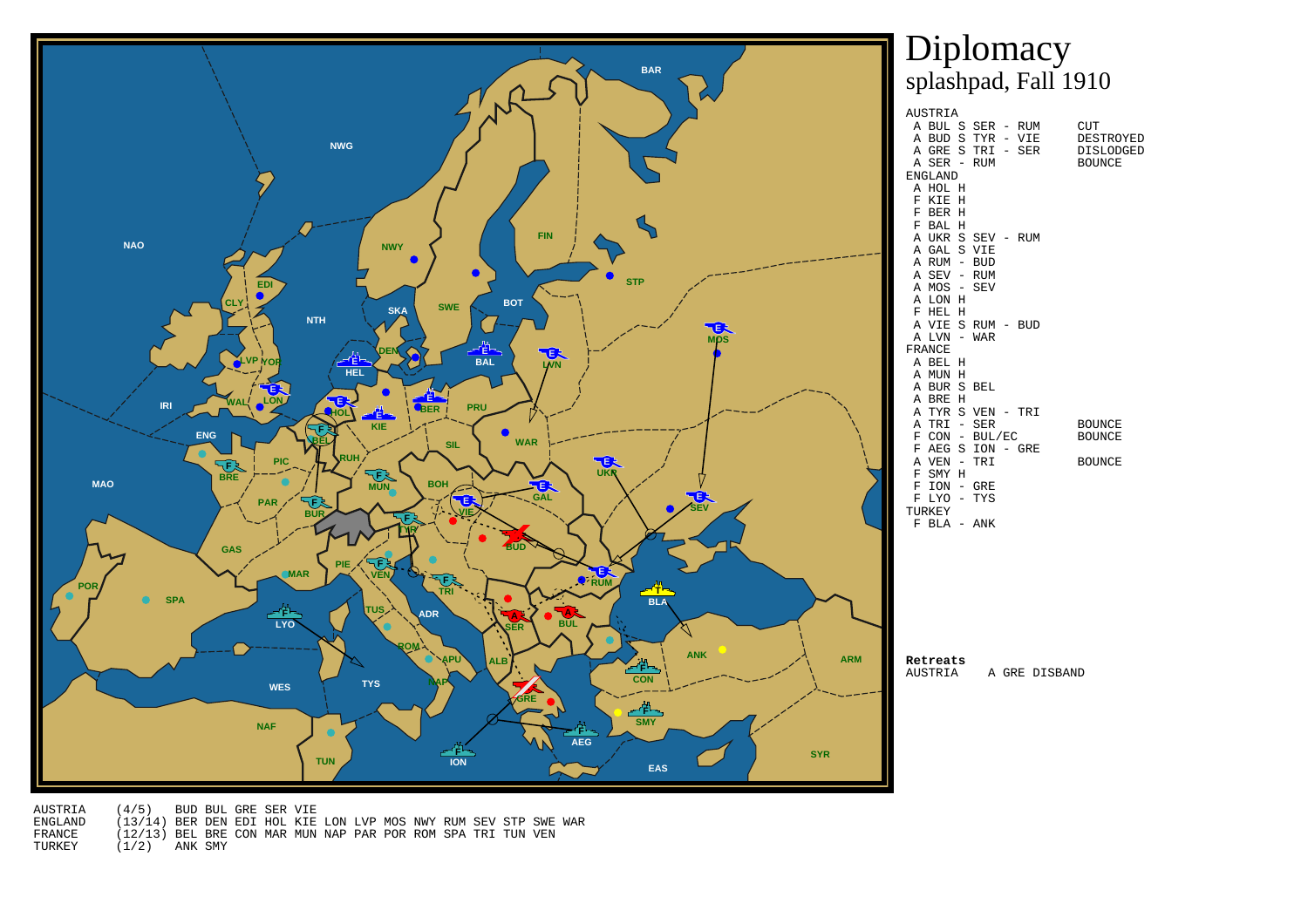# Diplomacy
## splashpad, Fall 1910

```
AUSTRIA
 A BUL S SER - RUM        CUT
 A BUD S TYR - VIE        DESTROYED
 A GRE S TRI - SER        DISLODGED
 A SER - RUM              BOUNCE
ENGLAND
 A HOL H
 F KIE H
 F BER H
 F BAL H
 A UKR S SEV - RUM
 A GAL S VIE
 A RUM - BUD
 A SEV - RUM
 A MOS - SEV
 A LON H
 F HEL H
 A VIE S RUM - BUD
 A LVN - WAR
FRANCE
 A BEL H
 A MUN H
 A BUR S BEL
 A BRE H
 A TYR S VEN - TRI
 A TRI - SER              BOUNCE
 F CON - BUL/EC           BOUNCE
 F AEG S ION - GRE
 A VEN - TRI              BOUNCE
 F SMY H
 F ION - GRE
 F LYO - TYS
TURKEY
 F BLA - ANK
```

**Retreats**

```
AUSTRIA     A GRE DISBAND
```

```
AUSTRIA    (4/5)   BUD BUL GRE SER VIE
ENGLAND    (13/14) BER DEN EDI HOL KIE LON LVP MOS NWY RUM SEV STP SWE WAR
FRANCE     (12/13) BEL BRE CON MAR MUN NAP PAR POR ROM SPA TRI TUN VEN
TURKEY     (1/2)   ANK SMY
```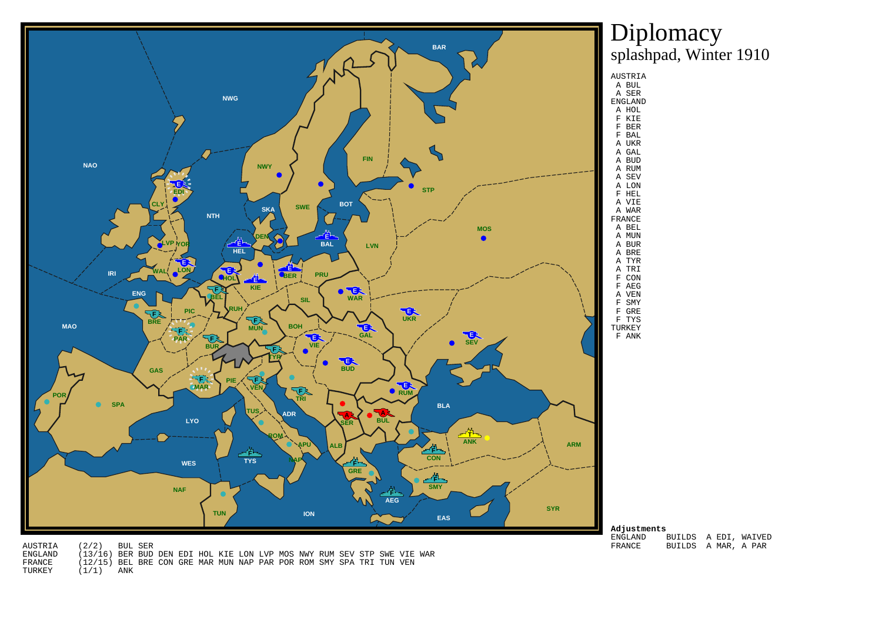# Diplomacy

splashpad, Winter 1910

AUSTRIA
- A BUL
- A SER

ENGLAND
- A HOL
- F KIE
- F BER
- F BAL
- A UKR
- A GAL
- A BUD
- A RUM
- A SEV
- A LON
- F HEL
- A VIE
- A WAR

FRANCE
- A BEL
- A MUN
- A BUR
- A BRE
- A TYR
- A TRI
- F CON
- F AEG
- A VEN
- F SMY
- F GRE
- F TYS

TURKEY
- F ANK

**Adjustments**

| | | |
|---|---|---|
| ENGLAND | BUILDS | A EDI, WAIVED |
| FRANCE | BUILDS | A MAR, A PAR |

| | | |
|---|---|---|
| AUSTRIA | (2/2) | BUL SER |
| ENGLAND | (13/16) | BER BUD DEN EDI HOL KIE LON LVP MOS NWY RUM SEV STP SWE VIE WAR |
| FRANCE | (12/15) | BEL BRE CON GRE MAR MUN NAP PAR POR ROM SMY SPA TRI TUN VEN |
| TURKEY | (1/1) | ANK |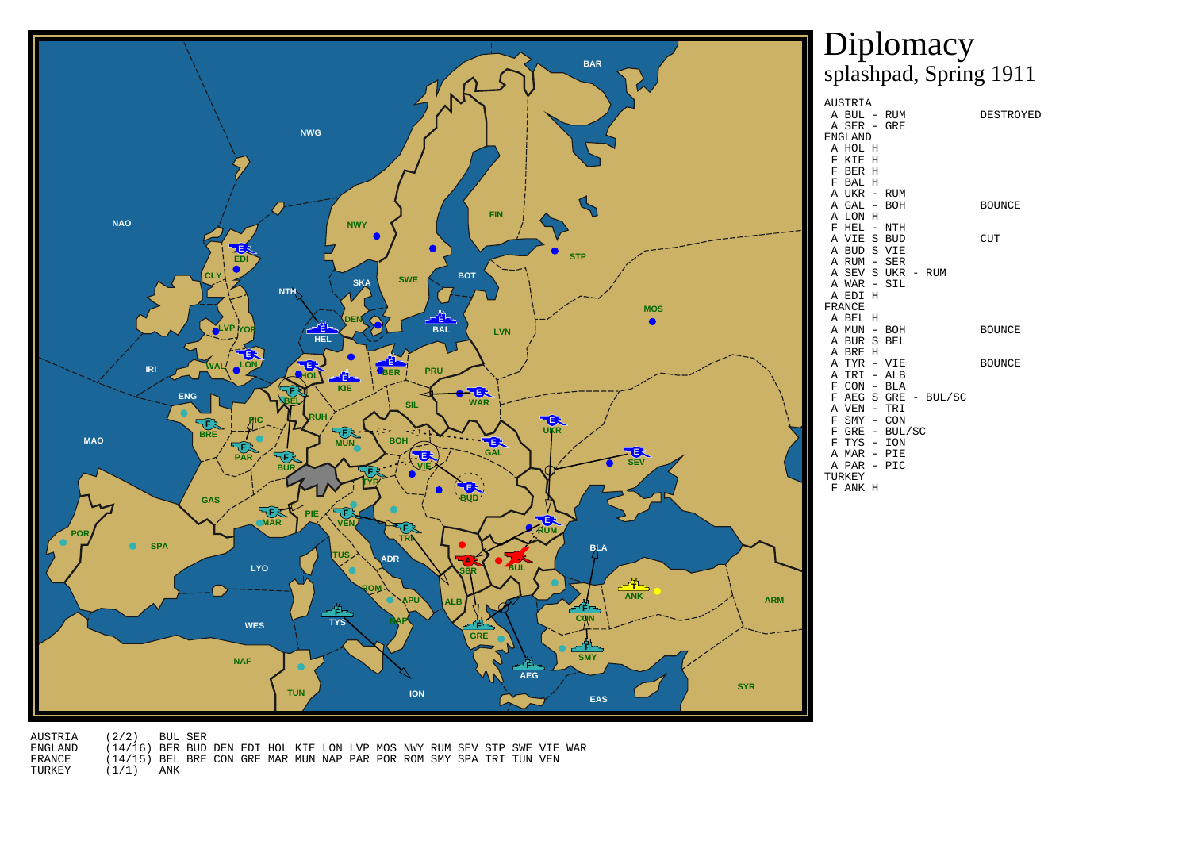# Diplomacy

## splashpad, Spring 1911

```
AUSTRIA
  A BUL - RUM           DESTROYED
  A SER - GRE
ENGLAND
  A HOL H
  F KIE H
  F BER H
  F BAL H
  A UKR - RUM
  A GAL - BOH           BOUNCE
  A LON H
  F HEL - NTH
  A VIE S BUD          CUT
  A BUD S VIE
  A RUM - SER
  A SEV S UKR - RUM
  A WAR - SIL
  A EDI H
FRANCE
  A BEL H
  A MUN - BOH           BOUNCE
  A BUR S BEL
  A BRE H
  A TYR - VIE           BOUNCE
  A TRI - ALB
  F CON - BLA
  F AEG S GRE - BUL/SC
  A VEN - TRI
  F SMY - CON
  F GRE - BUL/SC
  F TYS - ION
  A MAR - PIE
  A PAR - PIC
TURKEY
  F ANK H
```

```
AUSTRIA    (2/2)   BUL SER
ENGLAND    (14/16) BER BUD DEN EDI HOL KIE LON LVP MOS NWY RUM SEV STP SWE VIE WAR
FRANCE     (14/15) BEL BRE CON GRE MAR MUN NAP PAR POR ROM SMY SPA TRI TUN VEN
TURKEY     (1/1)   ANK
```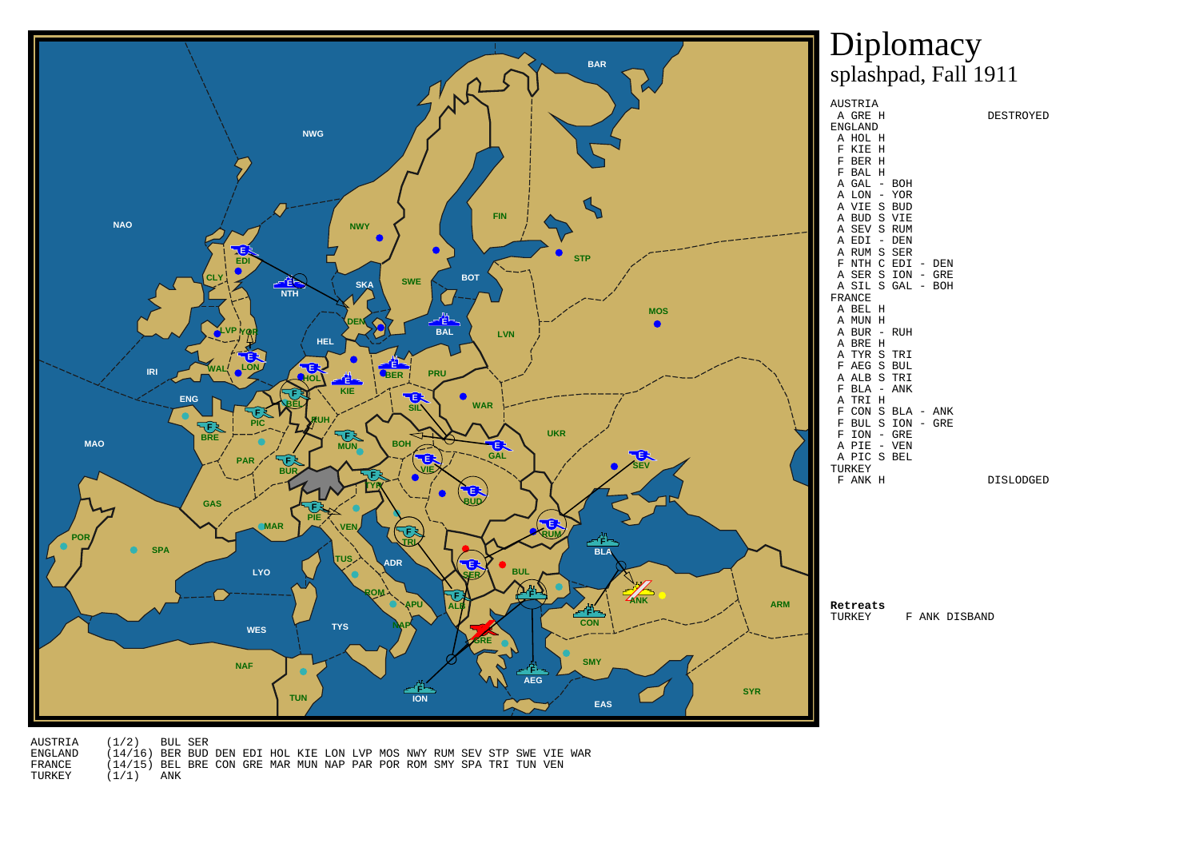# Diplomacy

splashpad, Fall 1911

AUSTRIA
- A GRE H — DESTROYED

ENGLAND
- A HOL H
- F KIE H
- F BER H
- F BAL H
- A GAL - BOH
- A LON - YOR
- A VIE S BUD
- A BUD S VIE
- A SEV S RUM
- A EDI - DEN
- A RUM S SER
- F NTH C EDI - DEN
- A SER S ION - GRE
- A SIL S GAL - BOH

FRANCE
- A BEL H
- A MUN H
- A BUR - RUH
- A BRE H
- A TYR S TRI
- F AEG S BUL
- A ALB S TRI
- F BLA - ANK
- A TRI H
- F CON S BLA - ANK
- F BUL S ION - GRE
- F ION - GRE
- A PIE - VEN
- A PIC S BEL

TURKEY
- F ANK H — DISLODGED

**Retreats**

TURKEY F ANK DISBAND

```
AUSTRIA    (1/2)   BUL SER
ENGLAND    (14/16) BER BUD DEN EDI HOL KIE LON LVP MOS NWY RUM SEV STP SWE VIE WAR
FRANCE     (14/15) BEL BRE CON GRE MAR MUN NAP PAR POR ROM SMY SPA TRI TUN VEN
TURKEY     (1/1)   ANK
```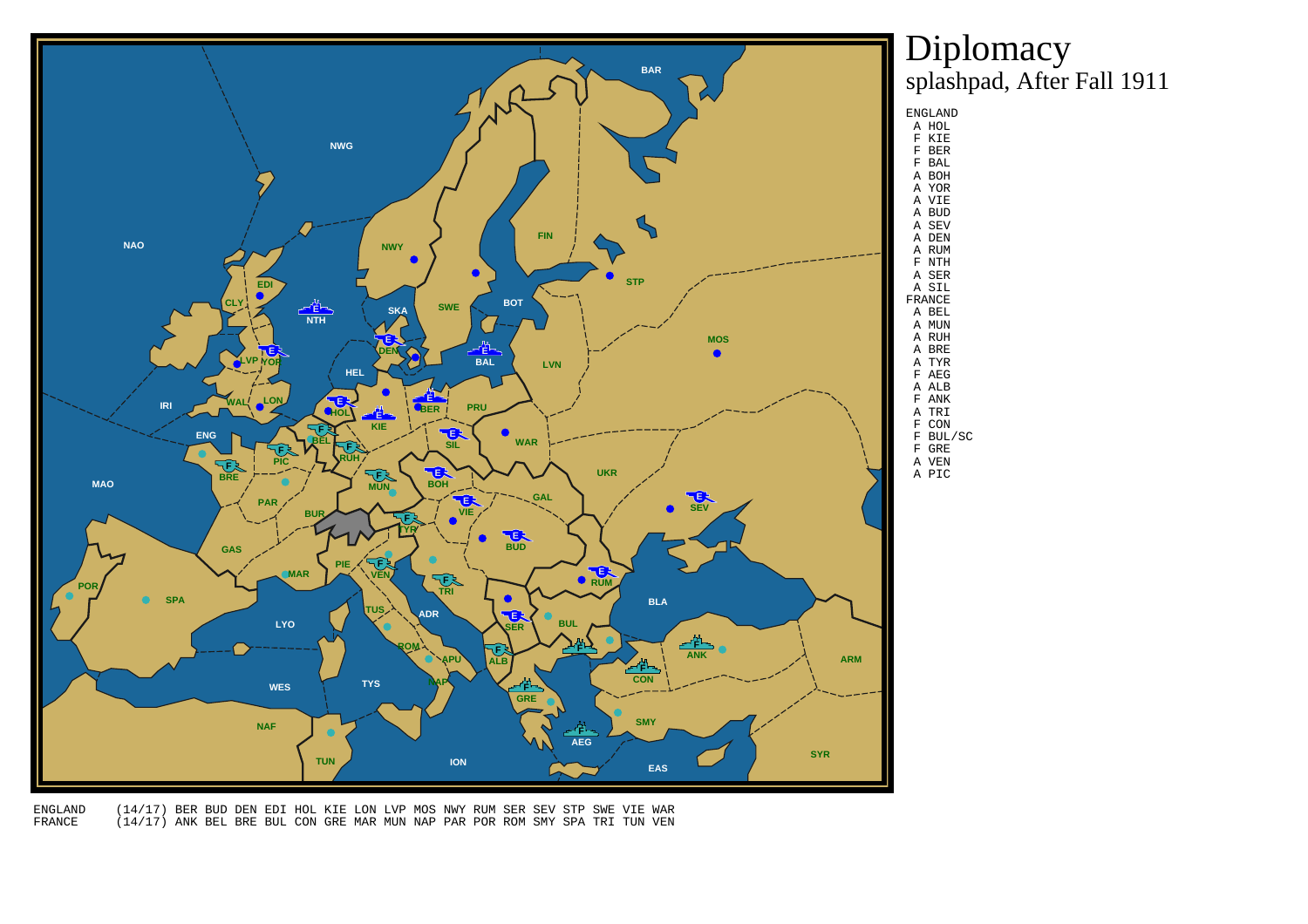# Diplomacy

splashpad, After Fall 1911

ENGLAND
- A HOL
- F KIE
- F BER
- F BAL
- A BOH
- A YOR
- A VIE
- A BUD
- A SEV
- A DEN
- A RUM
- F NTH
- A SER
- A SIL

FRANCE
- A BEL
- A MUN
- A RUH
- A BRE
- A TYR
- F AEG
- A ALB
- F ANK
- A TRI
- F CON
- F BUL/SC
- F GRE
- A VEN
- A PIC

ENGLAND (14/17) BER BUD DEN EDI HOL KIE LON LVP MOS NWY RUM SER SEV STP SWE VIE WAR

FRANCE (14/17) ANK BEL BRE BUL CON GRE MAR MUN NAP PAR POR ROM SMY SPA TRI TUN VEN